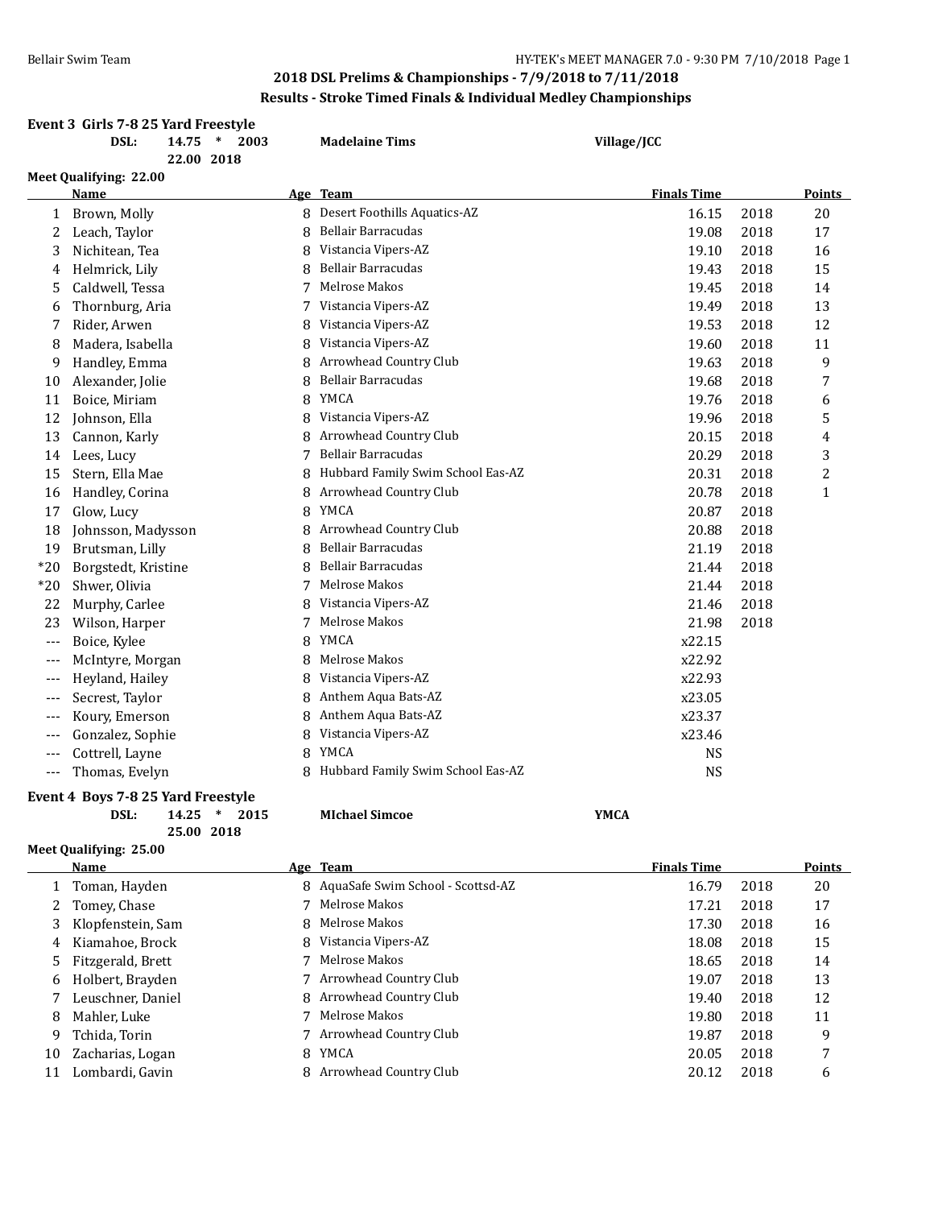## 2018 DSL Prelims & Championships - 7/9/2018 to 7/11/2018

### Results - Stroke Timed Finals & Individual Medley Championships

**Event 3 Girls 7-8 25 Yard Freestyle**

**DSL: 14.75 * 2003 Madelaine Tims Village/JCC**
**22.00 2018**

**Meet Qualifying: 22.00**

| | Name | Age | Team | Finals Time | | Points |
|---|---|---|---|---|---|---|
| 1 | Brown, Molly | 8 | Desert Foothills Aquatics-AZ | 16.15 | 2018 | 20 |
| 2 | Leach, Taylor | 8 | Bellair Barracudas | 19.08 | 2018 | 17 |
| 3 | Nichitean, Tea | 8 | Vistancia Vipers-AZ | 19.10 | 2018 | 16 |
| 4 | Helmrick, Lily | 8 | Bellair Barracudas | 19.43 | 2018 | 15 |
| 5 | Caldwell, Tessa | 7 | Melrose Makos | 19.45 | 2018 | 14 |
| 6 | Thornburg, Aria | 7 | Vistancia Vipers-AZ | 19.49 | 2018 | 13 |
| 7 | Rider, Arwen | 8 | Vistancia Vipers-AZ | 19.53 | 2018 | 12 |
| 8 | Madera, Isabella | 8 | Vistancia Vipers-AZ | 19.60 | 2018 | 11 |
| 9 | Handley, Emma | 8 | Arrowhead Country Club | 19.63 | 2018 | 9 |
| 10 | Alexander, Jolie | 8 | Bellair Barracudas | 19.68 | 2018 | 7 |
| 11 | Boice, Miriam | 8 | YMCA | 19.76 | 2018 | 6 |
| 12 | Johnson, Ella | 8 | Vistancia Vipers-AZ | 19.96 | 2018 | 5 |
| 13 | Cannon, Karly | 8 | Arrowhead Country Club | 20.15 | 2018 | 4 |
| 14 | Lees, Lucy | 7 | Bellair Barracudas | 20.29 | 2018 | 3 |
| 15 | Stern, Ella Mae | 8 | Hubbard Family Swim School Eas-AZ | 20.31 | 2018 | 2 |
| 16 | Handley, Corina | 8 | Arrowhead Country Club | 20.78 | 2018 | 1 |
| 17 | Glow, Lucy | 8 | YMCA | 20.87 | 2018 | |
| 18 | Johnsson, Madysson | 8 | Arrowhead Country Club | 20.88 | 2018 | |
| 19 | Brutsman, Lilly | 8 | Bellair Barracudas | 21.19 | 2018 | |
| *20 | Borgstedt, Kristine | 8 | Bellair Barracudas | 21.44 | 2018 | |
| *20 | Shwer, Olivia | 7 | Melrose Makos | 21.44 | 2018 | |
| 22 | Murphy, Carlee | 8 | Vistancia Vipers-AZ | 21.46 | 2018 | |
| 23 | Wilson, Harper | 7 | Melrose Makos | 21.98 | 2018 | |
| --- | Boice, Kylee | 8 | YMCA | x22.15 | | |
| --- | McIntyre, Morgan | 8 | Melrose Makos | x22.92 | | |
| --- | Heyland, Hailey | 8 | Vistancia Vipers-AZ | x22.93 | | |
| --- | Secrest, Taylor | 8 | Anthem Aqua Bats-AZ | x23.05 | | |
| --- | Koury, Emerson | 8 | Anthem Aqua Bats-AZ | x23.37 | | |
| --- | Gonzalez, Sophie | 8 | Vistancia Vipers-AZ | x23.46 | | |
| --- | Cottrell, Layne | 8 | YMCA | NS | | |
| --- | Thomas, Evelyn | 8 | Hubbard Family Swim School Eas-AZ | NS | | |

**Event 4 Boys 7-8 25 Yard Freestyle**

**DSL: 14.25 * 2015 MIchael Simcoe YMCA**
**25.00 2018**

**Meet Qualifying: 25.00**

| | Name | Age | Team | Finals Time | | Points |
|---|---|---|---|---|---|---|
| 1 | Toman, Hayden | 8 | AquaSafe Swim School - Scottsd-AZ | 16.79 | 2018 | 20 |
| 2 | Tomey, Chase | 7 | Melrose Makos | 17.21 | 2018 | 17 |
| 3 | Klopfenstein, Sam | 8 | Melrose Makos | 17.30 | 2018 | 16 |
| 4 | Kiamahoe, Brock | 8 | Vistancia Vipers-AZ | 18.08 | 2018 | 15 |
| 5 | Fitzgerald, Brett | 7 | Melrose Makos | 18.65 | 2018 | 14 |
| 6 | Holbert, Brayden | 7 | Arrowhead Country Club | 19.07 | 2018 | 13 |
| 7 | Leuschner, Daniel | 8 | Arrowhead Country Club | 19.40 | 2018 | 12 |
| 8 | Mahler, Luke | 7 | Melrose Makos | 19.80 | 2018 | 11 |
| 9 | Tchida, Torin | 7 | Arrowhead Country Club | 19.87 | 2018 | 9 |
| 10 | Zacharias, Logan | 8 | YMCA | 20.05 | 2018 | 7 |
| 11 | Lombardi, Gavin | 8 | Arrowhead Country Club | 20.12 | 2018 | 6 |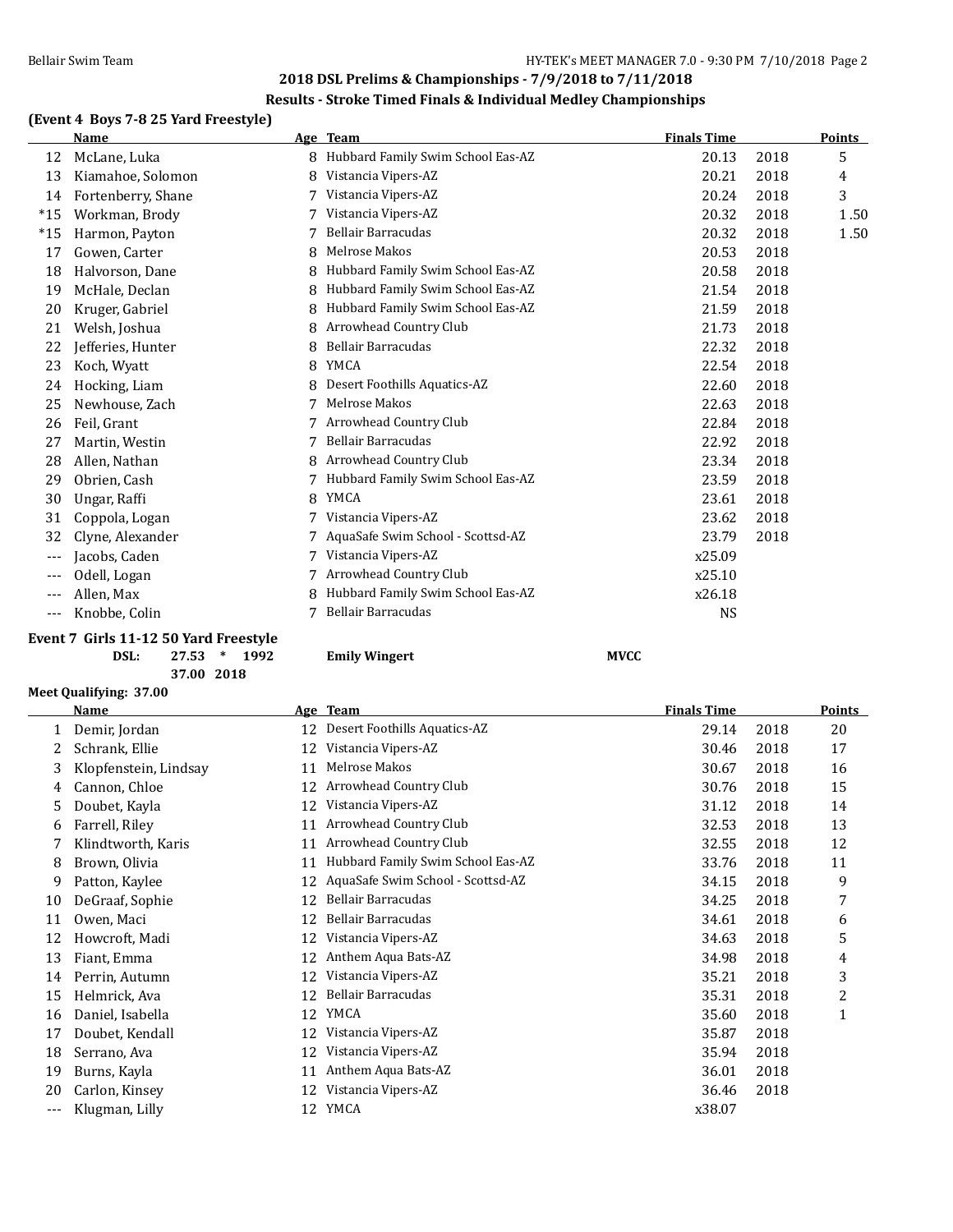## 2018 DSL Prelims & Championships - 7/9/2018 to 7/11/2018

### Results - Stroke Timed Finals & Individual Medley Championships

### (Event 4 Boys 7-8 25 Yard Freestyle)

| | Name | Age | Team | Finals Time | | Points |
|---|---|---|---|---|---|---|
| 12 | McLane, Luka | 8 | Hubbard Family Swim School Eas-AZ | 20.13 | 2018 | 5 |
| 13 | Kiamahoe, Solomon | 8 | Vistancia Vipers-AZ | 20.21 | 2018 | 4 |
| 14 | Fortenberry, Shane | 7 | Vistancia Vipers-AZ | 20.24 | 2018 | 3 |
| *15 | Workman, Brody | 7 | Vistancia Vipers-AZ | 20.32 | 2018 | 1.50 |
| *15 | Harmon, Payton | 7 | Bellair Barracudas | 20.32 | 2018 | 1.50 |
| 17 | Gowen, Carter | 8 | Melrose Makos | 20.53 | 2018 | |
| 18 | Halvorson, Dane | 8 | Hubbard Family Swim School Eas-AZ | 20.58 | 2018 | |
| 19 | McHale, Declan | 8 | Hubbard Family Swim School Eas-AZ | 21.54 | 2018 | |
| 20 | Kruger, Gabriel | 8 | Hubbard Family Swim School Eas-AZ | 21.59 | 2018 | |
| 21 | Welsh, Joshua | 8 | Arrowhead Country Club | 21.73 | 2018 | |
| 22 | Jefferies, Hunter | 8 | Bellair Barracudas | 22.32 | 2018 | |
| 23 | Koch, Wyatt | 8 | YMCA | 22.54 | 2018 | |
| 24 | Hocking, Liam | 8 | Desert Foothills Aquatics-AZ | 22.60 | 2018 | |
| 25 | Newhouse, Zach | 7 | Melrose Makos | 22.63 | 2018 | |
| 26 | Feil, Grant | 7 | Arrowhead Country Club | 22.84 | 2018 | |
| 27 | Martin, Westin | 7 | Bellair Barracudas | 22.92 | 2018 | |
| 28 | Allen, Nathan | 8 | Arrowhead Country Club | 23.34 | 2018 | |
| 29 | Obrien, Cash | 7 | Hubbard Family Swim School Eas-AZ | 23.59 | 2018 | |
| 30 | Ungar, Raffi | 8 | YMCA | 23.61 | 2018 | |
| 31 | Coppola, Logan | 7 | Vistancia Vipers-AZ | 23.62 | 2018 | |
| 32 | Clyne, Alexander | 7 | AquaSafe Swim School - Scottsd-AZ | 23.79 | 2018 | |
| --- | Jacobs, Caden | 7 | Vistancia Vipers-AZ | x25.09 | | |
| --- | Odell, Logan | 7 | Arrowhead Country Club | x25.10 | | |
| --- | Allen, Max | 8 | Hubbard Family Swim School Eas-AZ | x26.18 | | |
| --- | Knobbe, Colin | 7 | Bellair Barracudas | NS | | |

### Event 7 Girls 11-12 50 Yard Freestyle

**DSL: 27.53 * 1992 Emily Wingert MVCC**
**37.00 2018**

**Meet Qualifying: 37.00**

| | Name | Age | Team | Finals Time | | Points |
|---|---|---|---|---|---|---|
| 1 | Demir, Jordan | 12 | Desert Foothills Aquatics-AZ | 29.14 | 2018 | 20 |
| 2 | Schrank, Ellie | 12 | Vistancia Vipers-AZ | 30.46 | 2018 | 17 |
| 3 | Klopfenstein, Lindsay | 11 | Melrose Makos | 30.67 | 2018 | 16 |
| 4 | Cannon, Chloe | 12 | Arrowhead Country Club | 30.76 | 2018 | 15 |
| 5 | Doubet, Kayla | 12 | Vistancia Vipers-AZ | 31.12 | 2018 | 14 |
| 6 | Farrell, Riley | 11 | Arrowhead Country Club | 32.53 | 2018 | 13 |
| 7 | Klindtworth, Karis | 11 | Arrowhead Country Club | 32.55 | 2018 | 12 |
| 8 | Brown, Olivia | 11 | Hubbard Family Swim School Eas-AZ | 33.76 | 2018 | 11 |
| 9 | Patton, Kaylee | 12 | AquaSafe Swim School - Scottsd-AZ | 34.15 | 2018 | 9 |
| 10 | DeGraaf, Sophie | 12 | Bellair Barracudas | 34.25 | 2018 | 7 |
| 11 | Owen, Maci | 12 | Bellair Barracudas | 34.61 | 2018 | 6 |
| 12 | Howcroft, Madi | 12 | Vistancia Vipers-AZ | 34.63 | 2018 | 5 |
| 13 | Fiant, Emma | 12 | Anthem Aqua Bats-AZ | 34.98 | 2018 | 4 |
| 14 | Perrin, Autumn | 12 | Vistancia Vipers-AZ | 35.21 | 2018 | 3 |
| 15 | Helmrick, Ava | 12 | Bellair Barracudas | 35.31 | 2018 | 2 |
| 16 | Daniel, Isabella | 12 | YMCA | 35.60 | 2018 | 1 |
| 17 | Doubet, Kendall | 12 | Vistancia Vipers-AZ | 35.87 | 2018 | |
| 18 | Serrano, Ava | 12 | Vistancia Vipers-AZ | 35.94 | 2018 | |
| 19 | Burns, Kayla | 11 | Anthem Aqua Bats-AZ | 36.01 | 2018 | |
| 20 | Carlon, Kinsey | 12 | Vistancia Vipers-AZ | 36.46 | 2018 | |
| --- | Klugman, Lilly | 12 | YMCA | x38.07 | | |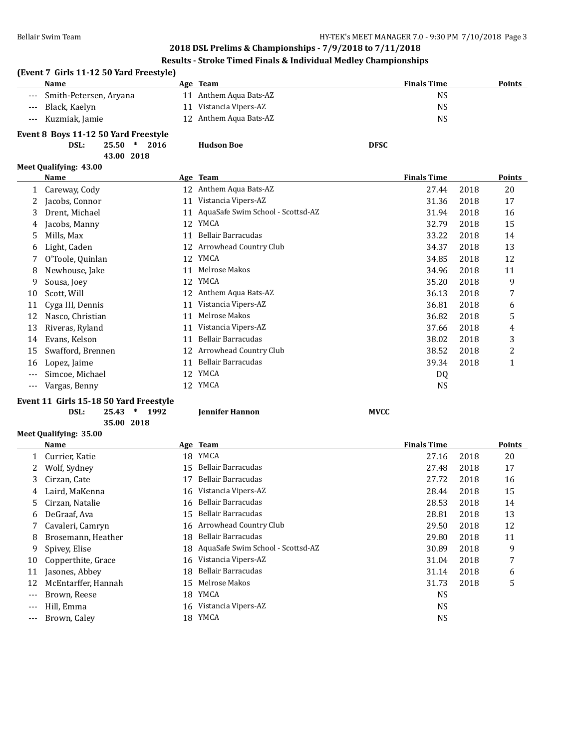## 2018 DSL Prelims & Championships - 7/9/2018 to 7/11/2018

### Results - Stroke Timed Finals & Individual Medley Championships

**(Event 7 Girls 11-12 50 Yard Freestyle)**

| | Name | Age | Team | Finals Time | | Points |
|---|---|---|---|---|---|---|
| --- | Smith-Petersen, Aryana | 11 | Anthem Aqua Bats-AZ | NS | | |
| --- | Black, Kaelyn | 11 | Vistancia Vipers-AZ | NS | | |
| --- | Kuzmiak, Jamie | 12 | Anthem Aqua Bats-AZ | NS | | |

**Event 8 Boys 11-12 50 Yard Freestyle**

DSL: 25.50 * 2016 **Hudson Boe** **DFSC**
43.00 2018

**Meet Qualifying: 43.00**

| | Name | Age | Team | Finals Time | | Points |
|---|---|---|---|---|---|---|
| 1 | Careway, Cody | 12 | Anthem Aqua Bats-AZ | 27.44 | 2018 | 20 |
| 2 | Jacobs, Connor | 11 | Vistancia Vipers-AZ | 31.36 | 2018 | 17 |
| 3 | Drent, Michael | 11 | AquaSafe Swim School - Scottsd-AZ | 31.94 | 2018 | 16 |
| 4 | Jacobs, Manny | 12 | YMCA | 32.79 | 2018 | 15 |
| 5 | Mills, Max | 11 | Bellair Barracudas | 33.22 | 2018 | 14 |
| 6 | Light, Caden | 12 | Arrowhead Country Club | 34.37 | 2018 | 13 |
| 7 | O'Toole, Quinlan | 12 | YMCA | 34.85 | 2018 | 12 |
| 8 | Newhouse, Jake | 11 | Melrose Makos | 34.96 | 2018 | 11 |
| 9 | Sousa, Joey | 12 | YMCA | 35.20 | 2018 | 9 |
| 10 | Scott, Will | 12 | Anthem Aqua Bats-AZ | 36.13 | 2018 | 7 |
| 11 | Cyga III, Dennis | 11 | Vistancia Vipers-AZ | 36.81 | 2018 | 6 |
| 12 | Nasco, Christian | 11 | Melrose Makos | 36.82 | 2018 | 5 |
| 13 | Riveras, Ryland | 11 | Vistancia Vipers-AZ | 37.66 | 2018 | 4 |
| 14 | Evans, Kelson | 11 | Bellair Barracudas | 38.02 | 2018 | 3 |
| 15 | Swafford, Brennen | 12 | Arrowhead Country Club | 38.52 | 2018 | 2 |
| 16 | Lopez, Jaime | 11 | Bellair Barracudas | 39.34 | 2018 | 1 |
| --- | Simcoe, Michael | 12 | YMCA | DQ | | |
| --- | Vargas, Benny | 12 | YMCA | NS | | |

**Event 11 Girls 15-18 50 Yard Freestyle**

DSL: 25.43 * 1992 **Jennifer Hannon** **MVCC**
35.00 2018

**Meet Qualifying: 35.00**

| | Name | Age | Team | Finals Time | | Points |
|---|---|---|---|---|---|---|
| 1 | Currier, Katie | 18 | YMCA | 27.16 | 2018 | 20 |
| 2 | Wolf, Sydney | 15 | Bellair Barracudas | 27.48 | 2018 | 17 |
| 3 | Cirzan, Cate | 17 | Bellair Barracudas | 27.72 | 2018 | 16 |
| 4 | Laird, MaKenna | 16 | Vistancia Vipers-AZ | 28.44 | 2018 | 15 |
| 5 | Cirzan, Natalie | 16 | Bellair Barracudas | 28.53 | 2018 | 14 |
| 6 | DeGraaf, Ava | 15 | Bellair Barracudas | 28.81 | 2018 | 13 |
| 7 | Cavaleri, Camryn | 16 | Arrowhead Country Club | 29.50 | 2018 | 12 |
| 8 | Brosemann, Heather | 18 | Bellair Barracudas | 29.80 | 2018 | 11 |
| 9 | Spivey, Elise | 18 | AquaSafe Swim School - Scottsd-AZ | 30.89 | 2018 | 9 |
| 10 | Copperthite, Grace | 16 | Vistancia Vipers-AZ | 31.04 | 2018 | 7 |
| 11 | Jasones, Abbey | 18 | Bellair Barracudas | 31.14 | 2018 | 6 |
| 12 | McEntarffer, Hannah | 15 | Melrose Makos | 31.73 | 2018 | 5 |
| --- | Brown, Reese | 18 | YMCA | NS | | |
| --- | Hill, Emma | 16 | Vistancia Vipers-AZ | NS | | |
| --- | Brown, Caley | 18 | YMCA | NS | | |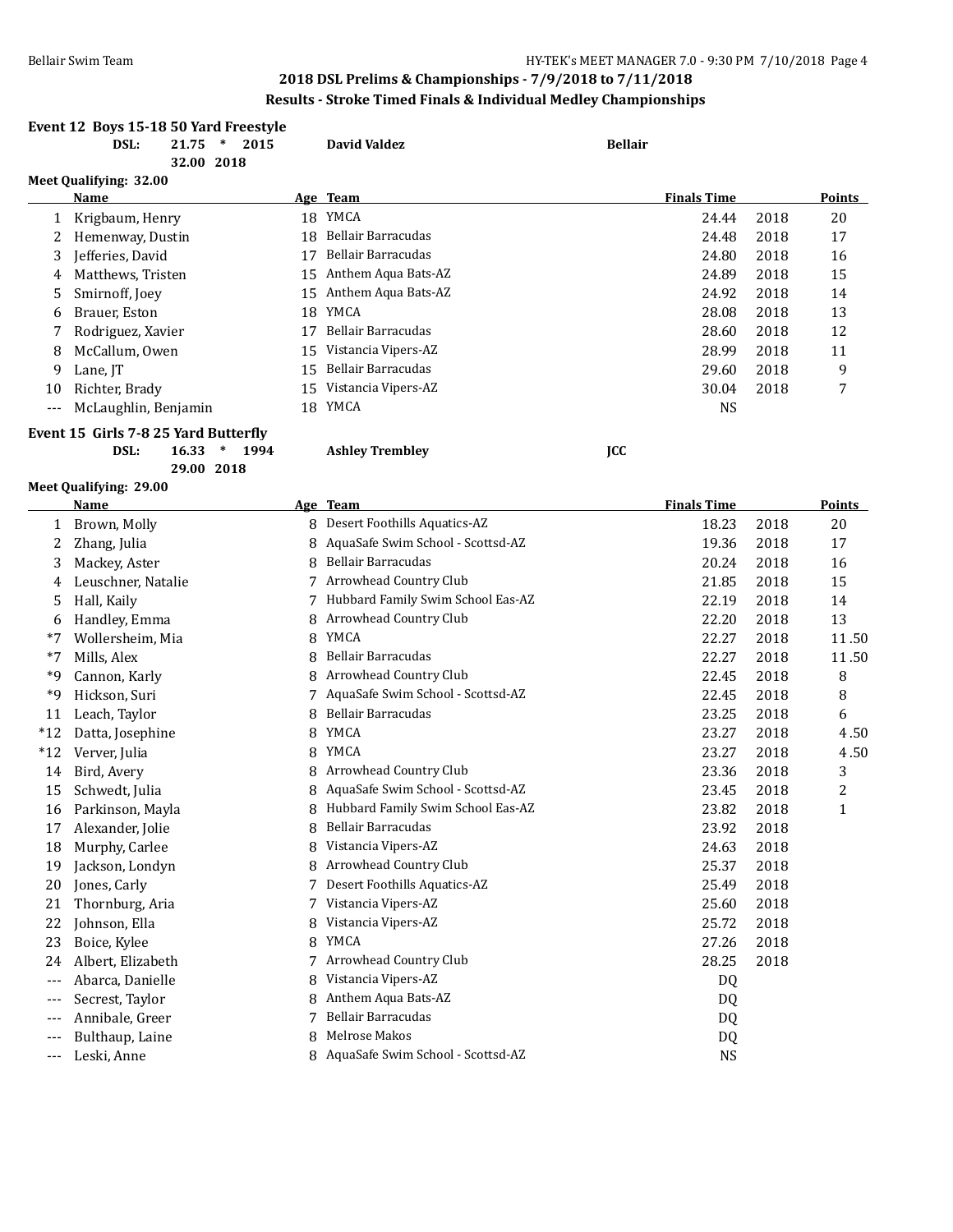## 2018 DSL Prelims & Championships - 7/9/2018 to 7/11/2018

### Results - Stroke Timed Finals & Individual Medley Championships

### Event 12 Boys 15-18 50 Yard Freestyle

DSL: 21.75 * 2015 David Valdez Bellair
32.00 2018

Meet Qualifying: 32.00

| | Name | Age | Team | Finals Time | | Points |
|---|---|---|---|---|---|---|
| 1 | Krigbaum, Henry | 18 | YMCA | 24.44 | 2018 | 20 |
| 2 | Hemenway, Dustin | 18 | Bellair Barracudas | 24.48 | 2018 | 17 |
| 3 | Jefferies, David | 17 | Bellair Barracudas | 24.80 | 2018 | 16 |
| 4 | Matthews, Tristen | 15 | Anthem Aqua Bats-AZ | 24.89 | 2018 | 15 |
| 5 | Smirnoff, Joey | 15 | Anthem Aqua Bats-AZ | 24.92 | 2018 | 14 |
| 6 | Brauer, Eston | 18 | YMCA | 28.08 | 2018 | 13 |
| 7 | Rodriguez, Xavier | 17 | Bellair Barracudas | 28.60 | 2018 | 12 |
| 8 | McCallum, Owen | 15 | Vistancia Vipers-AZ | 28.99 | 2018 | 11 |
| 9 | Lane, JT | 15 | Bellair Barracudas | 29.60 | 2018 | 9 |
| 10 | Richter, Brady | 15 | Vistancia Vipers-AZ | 30.04 | 2018 | 7 |
| --- | McLaughlin, Benjamin | 18 | YMCA | NS | | |

### Event 15 Girls 7-8 25 Yard Butterfly

DSL: 16.33 * 1994 Ashley Trembley JCC
29.00 2018

Meet Qualifying: 29.00

| | Name | Age | Team | Finals Time | | Points |
|---|---|---|---|---|---|---|
| 1 | Brown, Molly | 8 | Desert Foothills Aquatics-AZ | 18.23 | 2018 | 20 |
| 2 | Zhang, Julia | 8 | AquaSafe Swim School - Scottsd-AZ | 19.36 | 2018 | 17 |
| 3 | Mackey, Aster | 8 | Bellair Barracudas | 20.24 | 2018 | 16 |
| 4 | Leuschner, Natalie | 7 | Arrowhead Country Club | 21.85 | 2018 | 15 |
| 5 | Hall, Kaily | 7 | Hubbard Family Swim School Eas-AZ | 22.19 | 2018 | 14 |
| 6 | Handley, Emma | 8 | Arrowhead Country Club | 22.20 | 2018 | 13 |
| *7 | Wollersheim, Mia | 8 | YMCA | 22.27 | 2018 | 11.50 |
| *7 | Mills, Alex | 8 | Bellair Barracudas | 22.27 | 2018 | 11.50 |
| *9 | Cannon, Karly | 8 | Arrowhead Country Club | 22.45 | 2018 | 8 |
| *9 | Hickson, Suri | 7 | AquaSafe Swim School - Scottsd-AZ | 22.45 | 2018 | 8 |
| 11 | Leach, Taylor | 8 | Bellair Barracudas | 23.25 | 2018 | 6 |
| *12 | Datta, Josephine | 8 | YMCA | 23.27 | 2018 | 4.50 |
| *12 | Verver, Julia | 8 | YMCA | 23.27 | 2018 | 4.50 |
| 14 | Bird, Avery | 8 | Arrowhead Country Club | 23.36 | 2018 | 3 |
| 15 | Schwedt, Julia | 8 | AquaSafe Swim School - Scottsd-AZ | 23.45 | 2018 | 2 |
| 16 | Parkinson, Mayla | 8 | Hubbard Family Swim School Eas-AZ | 23.82 | 2018 | 1 |
| 17 | Alexander, Jolie | 8 | Bellair Barracudas | 23.92 | 2018 | |
| 18 | Murphy, Carlee | 8 | Vistancia Vipers-AZ | 24.63 | 2018 | |
| 19 | Jackson, Londyn | 8 | Arrowhead Country Club | 25.37 | 2018 | |
| 20 | Jones, Carly | 7 | Desert Foothills Aquatics-AZ | 25.49 | 2018 | |
| 21 | Thornburg, Aria | 7 | Vistancia Vipers-AZ | 25.60 | 2018 | |
| 22 | Johnson, Ella | 8 | Vistancia Vipers-AZ | 25.72 | 2018 | |
| 23 | Boice, Kylee | 8 | YMCA | 27.26 | 2018 | |
| 24 | Albert, Elizabeth | 7 | Arrowhead Country Club | 28.25 | 2018 | |
| --- | Abarca, Danielle | 8 | Vistancia Vipers-AZ | DQ | | |
| --- | Secrest, Taylor | 8 | Anthem Aqua Bats-AZ | DQ | | |
| --- | Annibale, Greer | 7 | Bellair Barracudas | DQ | | |
| --- | Bulthaup, Laine | 8 | Melrose Makos | DQ | | |
| --- | Leski, Anne | 8 | AquaSafe Swim School - Scottsd-AZ | NS | | |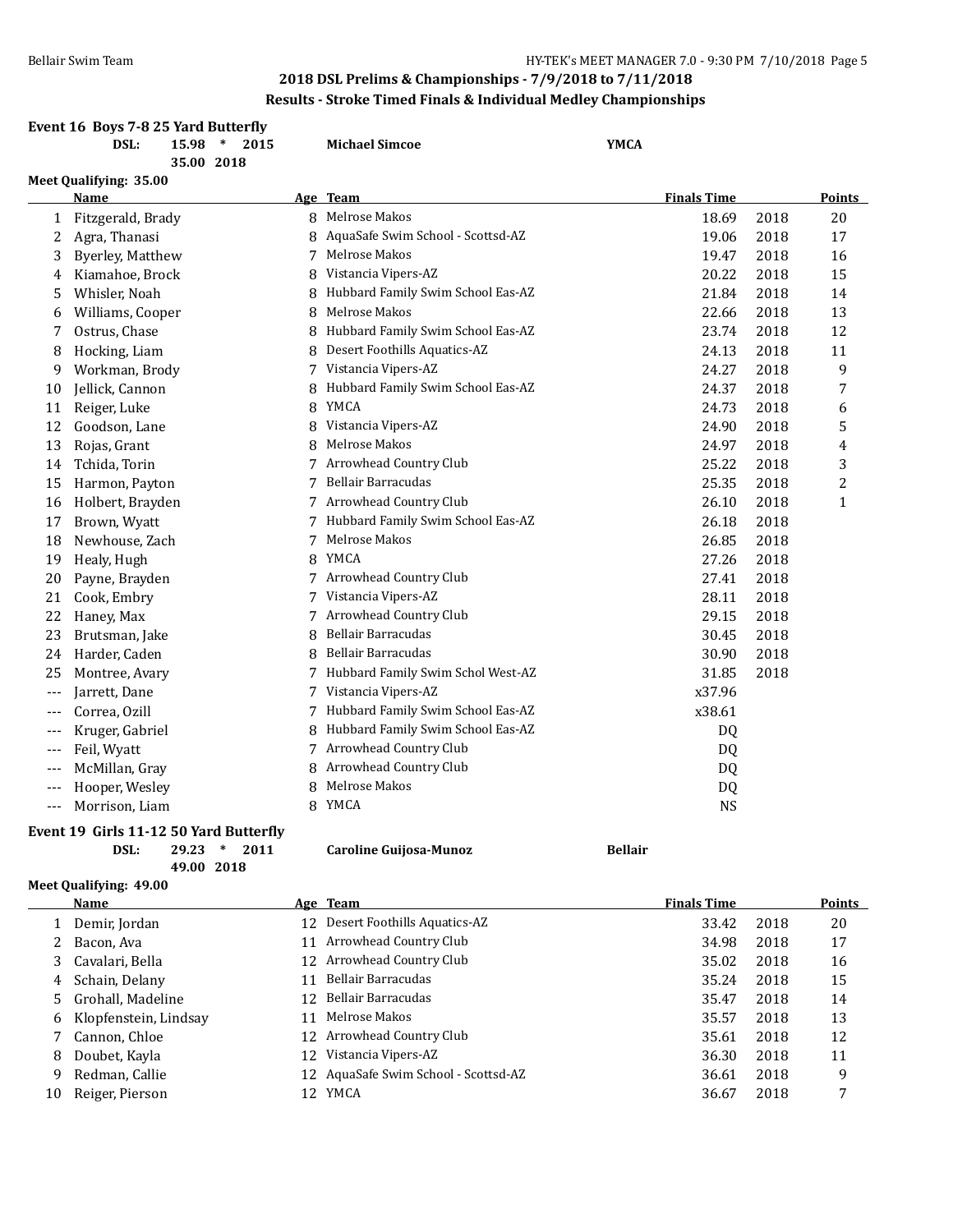## 2018 DSL Prelims & Championships - 7/9/2018 to 7/11/2018

### Results - Stroke Timed Finals & Individual Medley Championships

**Event 16 Boys 7-8 25 Yard Butterfly**

**DSL: 15.98 * 2015 Michael Simcoe YMCA**

**35.00 2018**

**Meet Qualifying: 35.00**

| | Name | Age | Team | Finals Time | | Points |
|---|---|---|---|---|---|---|
| 1 | Fitzgerald, Brady | 8 | Melrose Makos | 18.69 | 2018 | 20 |
| 2 | Agra, Thanasi | 8 | AquaSafe Swim School - Scottsd-AZ | 19.06 | 2018 | 17 |
| 3 | Byerley, Matthew | 7 | Melrose Makos | 19.47 | 2018 | 16 |
| 4 | Kiamahoe, Brock | 8 | Vistancia Vipers-AZ | 20.22 | 2018 | 15 |
| 5 | Whisler, Noah | 8 | Hubbard Family Swim School Eas-AZ | 21.84 | 2018 | 14 |
| 6 | Williams, Cooper | 8 | Melrose Makos | 22.66 | 2018 | 13 |
| 7 | Ostrus, Chase | 8 | Hubbard Family Swim School Eas-AZ | 23.74 | 2018 | 12 |
| 8 | Hocking, Liam | 8 | Desert Foothills Aquatics-AZ | 24.13 | 2018 | 11 |
| 9 | Workman, Brody | 7 | Vistancia Vipers-AZ | 24.27 | 2018 | 9 |
| 10 | Jellick, Cannon | 8 | Hubbard Family Swim School Eas-AZ | 24.37 | 2018 | 7 |
| 11 | Reiger, Luke | 8 | YMCA | 24.73 | 2018 | 6 |
| 12 | Goodson, Lane | 8 | Vistancia Vipers-AZ | 24.90 | 2018 | 5 |
| 13 | Rojas, Grant | 8 | Melrose Makos | 24.97 | 2018 | 4 |
| 14 | Tchida, Torin | 7 | Arrowhead Country Club | 25.22 | 2018 | 3 |
| 15 | Harmon, Payton | 7 | Bellair Barracudas | 25.35 | 2018 | 2 |
| 16 | Holbert, Brayden | 7 | Arrowhead Country Club | 26.10 | 2018 | 1 |
| 17 | Brown, Wyatt | 7 | Hubbard Family Swim School Eas-AZ | 26.18 | 2018 | |
| 18 | Newhouse, Zach | 7 | Melrose Makos | 26.85 | 2018 | |
| 19 | Healy, Hugh | 8 | YMCA | 27.26 | 2018 | |
| 20 | Payne, Brayden | 7 | Arrowhead Country Club | 27.41 | 2018 | |
| 21 | Cook, Embry | 7 | Vistancia Vipers-AZ | 28.11 | 2018 | |
| 22 | Haney, Max | 7 | Arrowhead Country Club | 29.15 | 2018 | |
| 23 | Brutsman, Jake | 8 | Bellair Barracudas | 30.45 | 2018 | |
| 24 | Harder, Caden | 8 | Bellair Barracudas | 30.90 | 2018 | |
| 25 | Montree, Avary | 7 | Hubbard Family Swim Schol West-AZ | 31.85 | 2018 | |
| --- | Jarrett, Dane | 7 | Vistancia Vipers-AZ | x37.96 | | |
| --- | Correa, Ozill | 7 | Hubbard Family Swim School Eas-AZ | x38.61 | | |
| --- | Kruger, Gabriel | 8 | Hubbard Family Swim School Eas-AZ | DQ | | |
| --- | Feil, Wyatt | 7 | Arrowhead Country Club | DQ | | |
| --- | McMillan, Gray | 8 | Arrowhead Country Club | DQ | | |
| --- | Hooper, Wesley | 8 | Melrose Makos | DQ | | |
| --- | Morrison, Liam | 8 | YMCA | NS | | |

**Event 19 Girls 11-12 50 Yard Butterfly**

**DSL: 29.23 * 2011 Caroline Guijosa-Munoz Bellair**

**49.00 2018**

**Meet Qualifying: 49.00**

| | Name | Age | Team | Finals Time | | Points |
|---|---|---|---|---|---|---|
| 1 | Demir, Jordan | 12 | Desert Foothills Aquatics-AZ | 33.42 | 2018 | 20 |
| 2 | Bacon, Ava | 11 | Arrowhead Country Club | 34.98 | 2018 | 17 |
| 3 | Cavalari, Bella | 12 | Arrowhead Country Club | 35.02 | 2018 | 16 |
| 4 | Schain, Delany | 11 | Bellair Barracudas | 35.24 | 2018 | 15 |
| 5 | Grohall, Madeline | 12 | Bellair Barracudas | 35.47 | 2018 | 14 |
| 6 | Klopfenstein, Lindsay | 11 | Melrose Makos | 35.57 | 2018 | 13 |
| 7 | Cannon, Chloe | 12 | Arrowhead Country Club | 35.61 | 2018 | 12 |
| 8 | Doubet, Kayla | 12 | Vistancia Vipers-AZ | 36.30 | 2018 | 11 |
| 9 | Redman, Callie | 12 | AquaSafe Swim School - Scottsd-AZ | 36.61 | 2018 | 9 |
| 10 | Reiger, Pierson | 12 | YMCA | 36.67 | 2018 | 7 |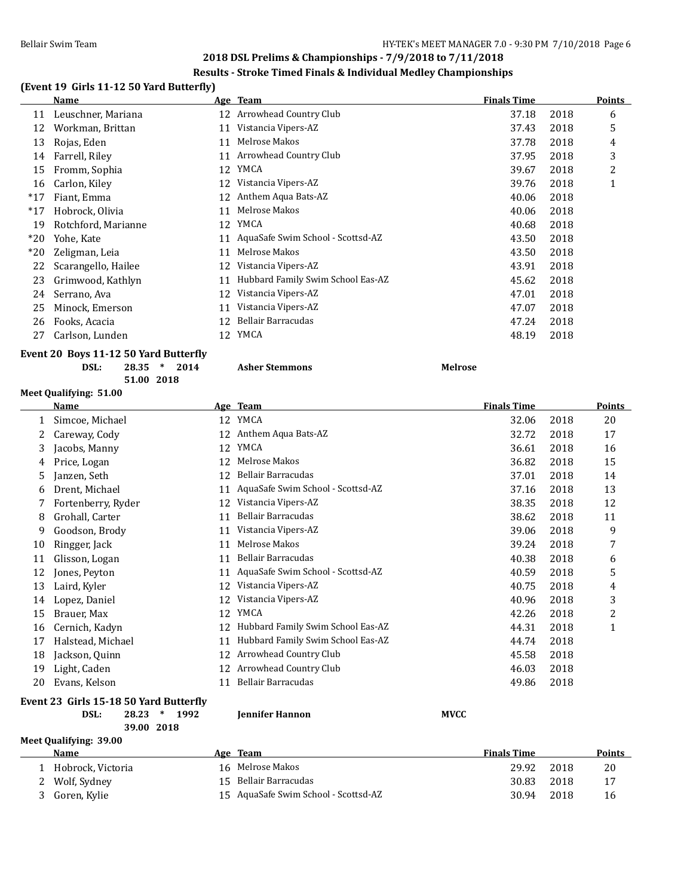## 2018 DSL Prelims & Championships - 7/9/2018 to 7/11/2018

### Results - Stroke Timed Finals & Individual Medley Championships

**(Event 19 Girls 11-12 50 Yard Butterfly)**

| | Name | Age | Team | Finals Time | | Points |
|---|---|---|---|---|---|---|
| 11 | Leuschner, Mariana | 12 | Arrowhead Country Club | 37.18 | 2018 | 6 |
| 12 | Workman, Brittan | 11 | Vistancia Vipers-AZ | 37.43 | 2018 | 5 |
| 13 | Rojas, Eden | 11 | Melrose Makos | 37.78 | 2018 | 4 |
| 14 | Farrell, Riley | 11 | Arrowhead Country Club | 37.95 | 2018 | 3 |
| 15 | Fromm, Sophia | 12 | YMCA | 39.67 | 2018 | 2 |
| 16 | Carlon, Kiley | 12 | Vistancia Vipers-AZ | 39.76 | 2018 | 1 |
| *17 | Fiant, Emma | 12 | Anthem Aqua Bats-AZ | 40.06 | 2018 | |
| *17 | Hobrock, Olivia | 11 | Melrose Makos | 40.06 | 2018 | |
| 19 | Rotchford, Marianne | 12 | YMCA | 40.68 | 2018 | |
| *20 | Yohe, Kate | 11 | AquaSafe Swim School - Scottsd-AZ | 43.50 | 2018 | |
| *20 | Zeligman, Leia | 11 | Melrose Makos | 43.50 | 2018 | |
| 22 | Scarangello, Hailee | 12 | Vistancia Vipers-AZ | 43.91 | 2018 | |
| 23 | Grimwood, Kathlyn | 11 | Hubbard Family Swim School Eas-AZ | 45.62 | 2018 | |
| 24 | Serrano, Ava | 12 | Vistancia Vipers-AZ | 47.01 | 2018 | |
| 25 | Minock, Emerson | 11 | Vistancia Vipers-AZ | 47.07 | 2018 | |
| 26 | Fooks, Acacia | 12 | Bellair Barracudas | 47.24 | 2018 | |
| 27 | Carlson, Lunden | 12 | YMCA | 48.19 | 2018 | |

**Event 20 Boys 11-12 50 Yard Butterfly**

DSL: 28.35 * 2014 Asher Stemmons Melrose
51.00 2018

**Meet Qualifying: 51.00**

| | Name | Age | Team | Finals Time | | Points |
|---|---|---|---|---|---|---|
| 1 | Simcoe, Michael | 12 | YMCA | 32.06 | 2018 | 20 |
| 2 | Careway, Cody | 12 | Anthem Aqua Bats-AZ | 32.72 | 2018 | 17 |
| 3 | Jacobs, Manny | 12 | YMCA | 36.61 | 2018 | 16 |
| 4 | Price, Logan | 12 | Melrose Makos | 36.82 | 2018 | 15 |
| 5 | Janzen, Seth | 12 | Bellair Barracudas | 37.01 | 2018 | 14 |
| 6 | Drent, Michael | 11 | AquaSafe Swim School - Scottsd-AZ | 37.16 | 2018 | 13 |
| 7 | Fortenberry, Ryder | 12 | Vistancia Vipers-AZ | 38.35 | 2018 | 12 |
| 8 | Grohall, Carter | 11 | Bellair Barracudas | 38.62 | 2018 | 11 |
| 9 | Goodson, Brody | 11 | Vistancia Vipers-AZ | 39.06 | 2018 | 9 |
| 10 | Ringger, Jack | 11 | Melrose Makos | 39.24 | 2018 | 7 |
| 11 | Glisson, Logan | 11 | Bellair Barracudas | 40.38 | 2018 | 6 |
| 12 | Jones, Peyton | 11 | AquaSafe Swim School - Scottsd-AZ | 40.59 | 2018 | 5 |
| 13 | Laird, Kyler | 12 | Vistancia Vipers-AZ | 40.75 | 2018 | 4 |
| 14 | Lopez, Daniel | 12 | Vistancia Vipers-AZ | 40.96 | 2018 | 3 |
| 15 | Brauer, Max | 12 | YMCA | 42.26 | 2018 | 2 |
| 16 | Cernich, Kadyn | 12 | Hubbard Family Swim School Eas-AZ | 44.31 | 2018 | 1 |
| 17 | Halstead, Michael | 11 | Hubbard Family Swim School Eas-AZ | 44.74 | 2018 | |
| 18 | Jackson, Quinn | 12 | Arrowhead Country Club | 45.58 | 2018 | |
| 19 | Light, Caden | 12 | Arrowhead Country Club | 46.03 | 2018 | |
| 20 | Evans, Kelson | 11 | Bellair Barracudas | 49.86 | 2018 | |

**Event 23 Girls 15-18 50 Yard Butterfly**

DSL: 28.23 * 1992 Jennifer Hannon MVCC
39.00 2018

**Meet Qualifying: 39.00**

| | Name | Age | Team | Finals Time | | Points |
|---|---|---|---|---|---|---|
| 1 | Hobrock, Victoria | 16 | Melrose Makos | 29.92 | 2018 | 20 |
| 2 | Wolf, Sydney | 15 | Bellair Barracudas | 30.83 | 2018 | 17 |
| 3 | Goren, Kylie | 15 | AquaSafe Swim School - Scottsd-AZ | 30.94 | 2018 | 16 |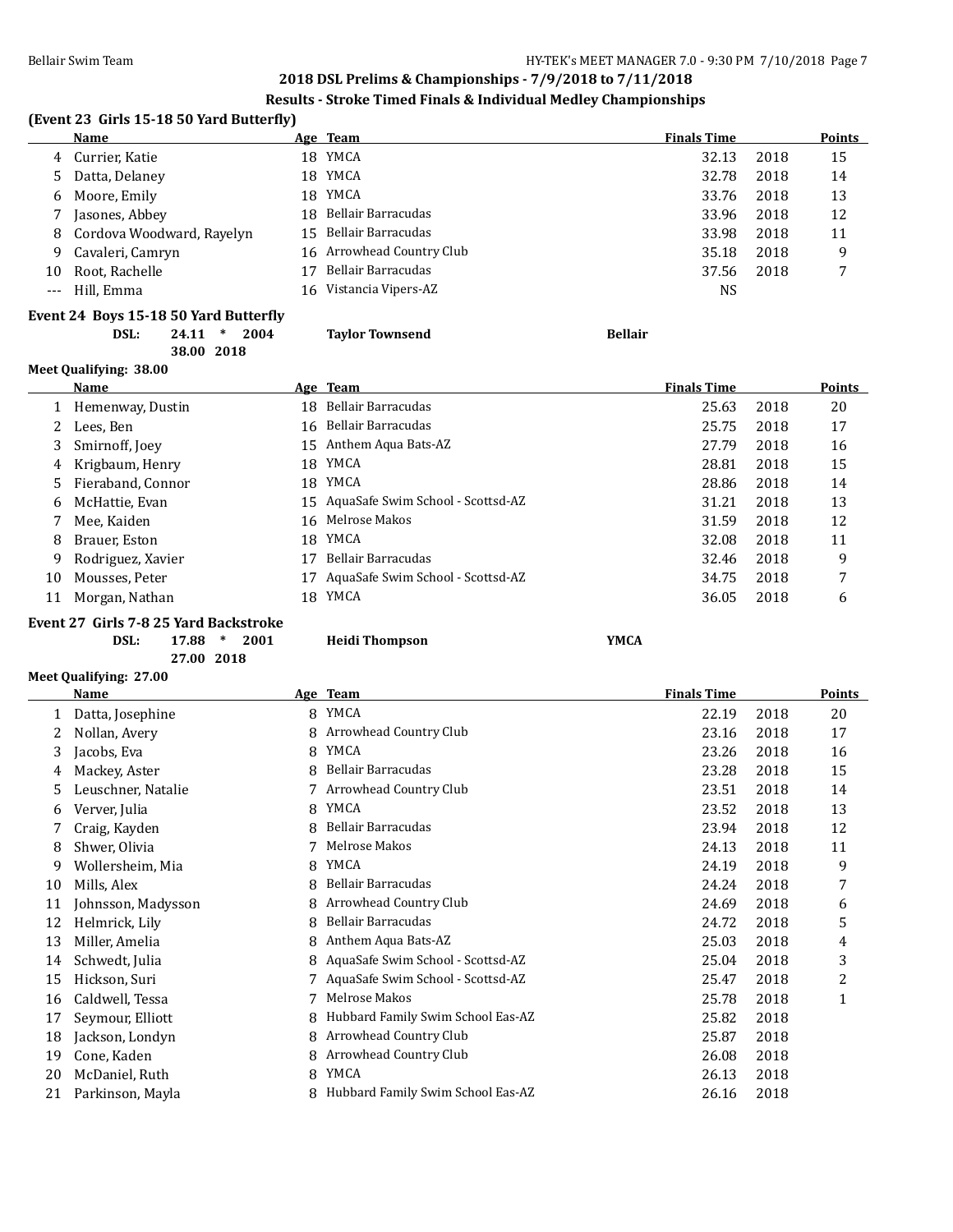## 2018 DSL Prelims & Championships - 7/9/2018 to 7/11/2018

### Results - Stroke Timed Finals & Individual Medley Championships

**(Event 23 Girls 15-18 50 Yard Butterfly)**

| | Name | Age | Team | Finals Time | | Points |
|---|---|---|---|---|---|---|
| 4 | Currier, Katie | 18 | YMCA | 32.13 | 2018 | 15 |
| 5 | Datta, Delaney | 18 | YMCA | 32.78 | 2018 | 14 |
| 6 | Moore, Emily | 18 | YMCA | 33.76 | 2018 | 13 |
| 7 | Jasones, Abbey | 18 | Bellair Barracudas | 33.96 | 2018 | 12 |
| 8 | Cordova Woodward, Rayelyn | 15 | Bellair Barracudas | 33.98 | 2018 | 11 |
| 9 | Cavaleri, Camryn | 16 | Arrowhead Country Club | 35.18 | 2018 | 9 |
| 10 | Root, Rachelle | 17 | Bellair Barracudas | 37.56 | 2018 | 7 |
| --- | Hill, Emma | 16 | Vistancia Vipers-AZ | NS | | |

**Event 24 Boys 15-18 50 Yard Butterfly**

DSL: 24.11 * 2004 Taylor Townsend Bellair

38.00 2018

**Meet Qualifying: 38.00**

| | Name | Age | Team | Finals Time | | Points |
|---|---|---|---|---|---|---|
| 1 | Hemenway, Dustin | 18 | Bellair Barracudas | 25.63 | 2018 | 20 |
| 2 | Lees, Ben | 16 | Bellair Barracudas | 25.75 | 2018 | 17 |
| 3 | Smirnoff, Joey | 15 | Anthem Aqua Bats-AZ | 27.79 | 2018 | 16 |
| 4 | Krigbaum, Henry | 18 | YMCA | 28.81 | 2018 | 15 |
| 5 | Fieraband, Connor | 18 | YMCA | 28.86 | 2018 | 14 |
| 6 | McHattie, Evan | 15 | AquaSafe Swim School - Scottsd-AZ | 31.21 | 2018 | 13 |
| 7 | Mee, Kaiden | 16 | Melrose Makos | 31.59 | 2018 | 12 |
| 8 | Brauer, Eston | 18 | YMCA | 32.08 | 2018 | 11 |
| 9 | Rodriguez, Xavier | 17 | Bellair Barracudas | 32.46 | 2018 | 9 |
| 10 | Mousses, Peter | 17 | AquaSafe Swim School - Scottsd-AZ | 34.75 | 2018 | 7 |
| 11 | Morgan, Nathan | 18 | YMCA | 36.05 | 2018 | 6 |

**Event 27 Girls 7-8 25 Yard Backstroke**

DSL: 17.88 * 2001 Heidi Thompson YMCA

27.00 2018

**Meet Qualifying: 27.00**

| | Name | Age | Team | Finals Time | | Points |
|---|---|---|---|---|---|---|
| 1 | Datta, Josephine | 8 | YMCA | 22.19 | 2018 | 20 |
| 2 | Nollan, Avery | 8 | Arrowhead Country Club | 23.16 | 2018 | 17 |
| 3 | Jacobs, Eva | 8 | YMCA | 23.26 | 2018 | 16 |
| 4 | Mackey, Aster | 8 | Bellair Barracudas | 23.28 | 2018 | 15 |
| 5 | Leuschner, Natalie | 7 | Arrowhead Country Club | 23.51 | 2018 | 14 |
| 6 | Verver, Julia | 8 | YMCA | 23.52 | 2018 | 13 |
| 7 | Craig, Kayden | 8 | Bellair Barracudas | 23.94 | 2018 | 12 |
| 8 | Shwer, Olivia | 7 | Melrose Makos | 24.13 | 2018 | 11 |
| 9 | Wollersheim, Mia | 8 | YMCA | 24.19 | 2018 | 9 |
| 10 | Mills, Alex | 8 | Bellair Barracudas | 24.24 | 2018 | 7 |
| 11 | Johnsson, Madysson | 8 | Arrowhead Country Club | 24.69 | 2018 | 6 |
| 12 | Helmrick, Lily | 8 | Bellair Barracudas | 24.72 | 2018 | 5 |
| 13 | Miller, Amelia | 8 | Anthem Aqua Bats-AZ | 25.03 | 2018 | 4 |
| 14 | Schwedt, Julia | 8 | AquaSafe Swim School - Scottsd-AZ | 25.04 | 2018 | 3 |
| 15 | Hickson, Suri | 7 | AquaSafe Swim School - Scottsd-AZ | 25.47 | 2018 | 2 |
| 16 | Caldwell, Tessa | 7 | Melrose Makos | 25.78 | 2018 | 1 |
| 17 | Seymour, Elliott | 8 | Hubbard Family Swim School Eas-AZ | 25.82 | 2018 | |
| 18 | Jackson, Londyn | 8 | Arrowhead Country Club | 25.87 | 2018 | |
| 19 | Cone, Kaden | 8 | Arrowhead Country Club | 26.08 | 2018 | |
| 20 | McDaniel, Ruth | 8 | YMCA | 26.13 | 2018 | |
| 21 | Parkinson, Mayla | 8 | Hubbard Family Swim School Eas-AZ | 26.16 | 2018 | |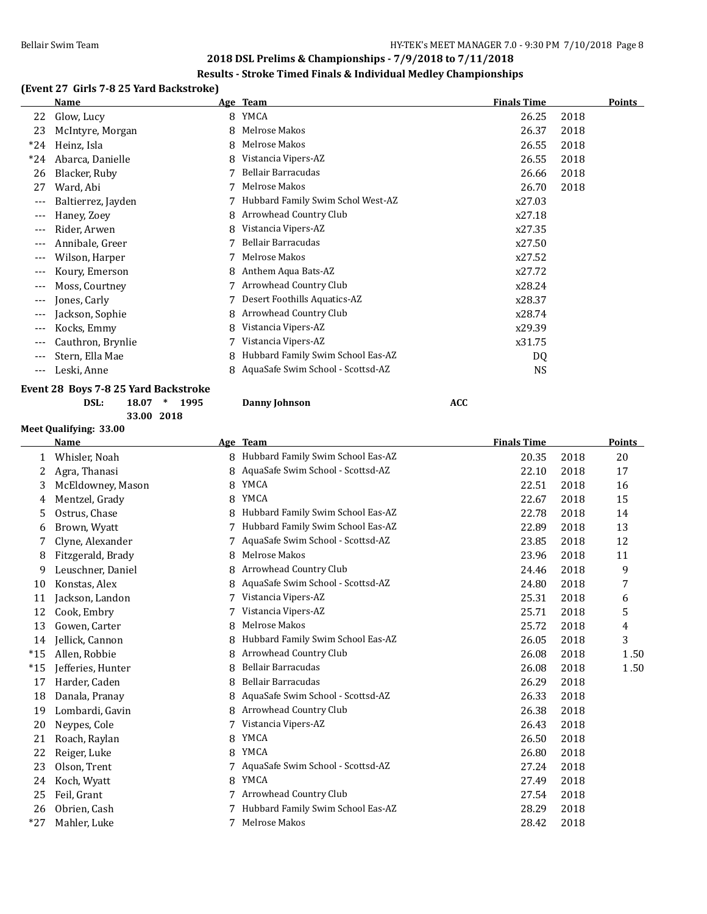## 2018 DSL Prelims & Championships - 7/9/2018 to 7/11/2018

### Results - Stroke Timed Finals & Individual Medley Championships

**(Event 27 Girls 7-8 25 Yard Backstroke)**

| | Name | Age | Team | Finals Time | | Points |
|---|---|---|---|---|---|---|
| 22 | Glow, Lucy | 8 | YMCA | 26.25 | 2018 | |
| 23 | McIntyre, Morgan | 8 | Melrose Makos | 26.37 | 2018 | |
| *24 | Heinz, Isla | 8 | Melrose Makos | 26.55 | 2018 | |
| *24 | Abarca, Danielle | 8 | Vistancia Vipers-AZ | 26.55 | 2018 | |
| 26 | Blacker, Ruby | 7 | Bellair Barracudas | 26.66 | 2018 | |
| 27 | Ward, Abi | 7 | Melrose Makos | 26.70 | 2018 | |
| --- | Baltierrez, Jayden | 7 | Hubbard Family Swim Schol West-AZ | x27.03 | | |
| --- | Haney, Zoey | 8 | Arrowhead Country Club | x27.18 | | |
| --- | Rider, Arwen | 8 | Vistancia Vipers-AZ | x27.35 | | |
| --- | Annibale, Greer | 7 | Bellair Barracudas | x27.50 | | |
| --- | Wilson, Harper | 7 | Melrose Makos | x27.52 | | |
| --- | Koury, Emerson | 8 | Anthem Aqua Bats-AZ | x27.72 | | |
| --- | Moss, Courtney | 7 | Arrowhead Country Club | x28.24 | | |
| --- | Jones, Carly | 7 | Desert Foothills Aquatics-AZ | x28.37 | | |
| --- | Jackson, Sophie | 8 | Arrowhead Country Club | x28.74 | | |
| --- | Kocks, Emmy | 8 | Vistancia Vipers-AZ | x29.39 | | |
| --- | Cauthron, Brynlie | 7 | Vistancia Vipers-AZ | x31.75 | | |
| --- | Stern, Ella Mae | 8 | Hubbard Family Swim School Eas-AZ | DQ | | |
| --- | Leski, Anne | 8 | AquaSafe Swim School - Scottsd-AZ | NS | | |

**Event 28 Boys 7-8 25 Yard Backstroke**

DSL: 18.07 * 1995 Danny Johnson ACC
33.00 2018

**Meet Qualifying: 33.00**

| | Name | Age | Team | Finals Time | | Points |
|---|---|---|---|---|---|---|
| 1 | Whisler, Noah | 8 | Hubbard Family Swim School Eas-AZ | 20.35 | 2018 | 20 |
| 2 | Agra, Thanasi | 8 | AquaSafe Swim School - Scottsd-AZ | 22.10 | 2018 | 17 |
| 3 | McEldowney, Mason | 8 | YMCA | 22.51 | 2018 | 16 |
| 4 | Mentzel, Grady | 8 | YMCA | 22.67 | 2018 | 15 |
| 5 | Ostrus, Chase | 8 | Hubbard Family Swim School Eas-AZ | 22.78 | 2018 | 14 |
| 6 | Brown, Wyatt | 7 | Hubbard Family Swim School Eas-AZ | 22.89 | 2018 | 13 |
| 7 | Clyne, Alexander | 7 | AquaSafe Swim School - Scottsd-AZ | 23.85 | 2018 | 12 |
| 8 | Fitzgerald, Brady | 8 | Melrose Makos | 23.96 | 2018 | 11 |
| 9 | Leuschner, Daniel | 8 | Arrowhead Country Club | 24.46 | 2018 | 9 |
| 10 | Konstas, Alex | 8 | AquaSafe Swim School - Scottsd-AZ | 24.80 | 2018 | 7 |
| 11 | Jackson, Landon | 7 | Vistancia Vipers-AZ | 25.31 | 2018 | 6 |
| 12 | Cook, Embry | 7 | Vistancia Vipers-AZ | 25.71 | 2018 | 5 |
| 13 | Gowen, Carter | 8 | Melrose Makos | 25.72 | 2018 | 4 |
| 14 | Jellick, Cannon | 8 | Hubbard Family Swim School Eas-AZ | 26.05 | 2018 | 3 |
| *15 | Allen, Robbie | 8 | Arrowhead Country Club | 26.08 | 2018 | 1.50 |
| *15 | Jefferies, Hunter | 8 | Bellair Barracudas | 26.08 | 2018 | 1.50 |
| 17 | Harder, Caden | 8 | Bellair Barracudas | 26.29 | 2018 | |
| 18 | Danala, Pranay | 8 | AquaSafe Swim School - Scottsd-AZ | 26.33 | 2018 | |
| 19 | Lombardi, Gavin | 8 | Arrowhead Country Club | 26.38 | 2018 | |
| 20 | Neypes, Cole | 7 | Vistancia Vipers-AZ | 26.43 | 2018 | |
| 21 | Roach, Raylan | 8 | YMCA | 26.50 | 2018 | |
| 22 | Reiger, Luke | 8 | YMCA | 26.80 | 2018 | |
| 23 | Olson, Trent | 7 | AquaSafe Swim School - Scottsd-AZ | 27.24 | 2018 | |
| 24 | Koch, Wyatt | 8 | YMCA | 27.49 | 2018 | |
| 25 | Feil, Grant | 7 | Arrowhead Country Club | 27.54 | 2018 | |
| 26 | Obrien, Cash | 7 | Hubbard Family Swim School Eas-AZ | 28.29 | 2018 | |
| *27 | Mahler, Luke | 7 | Melrose Makos | 28.42 | 2018 | |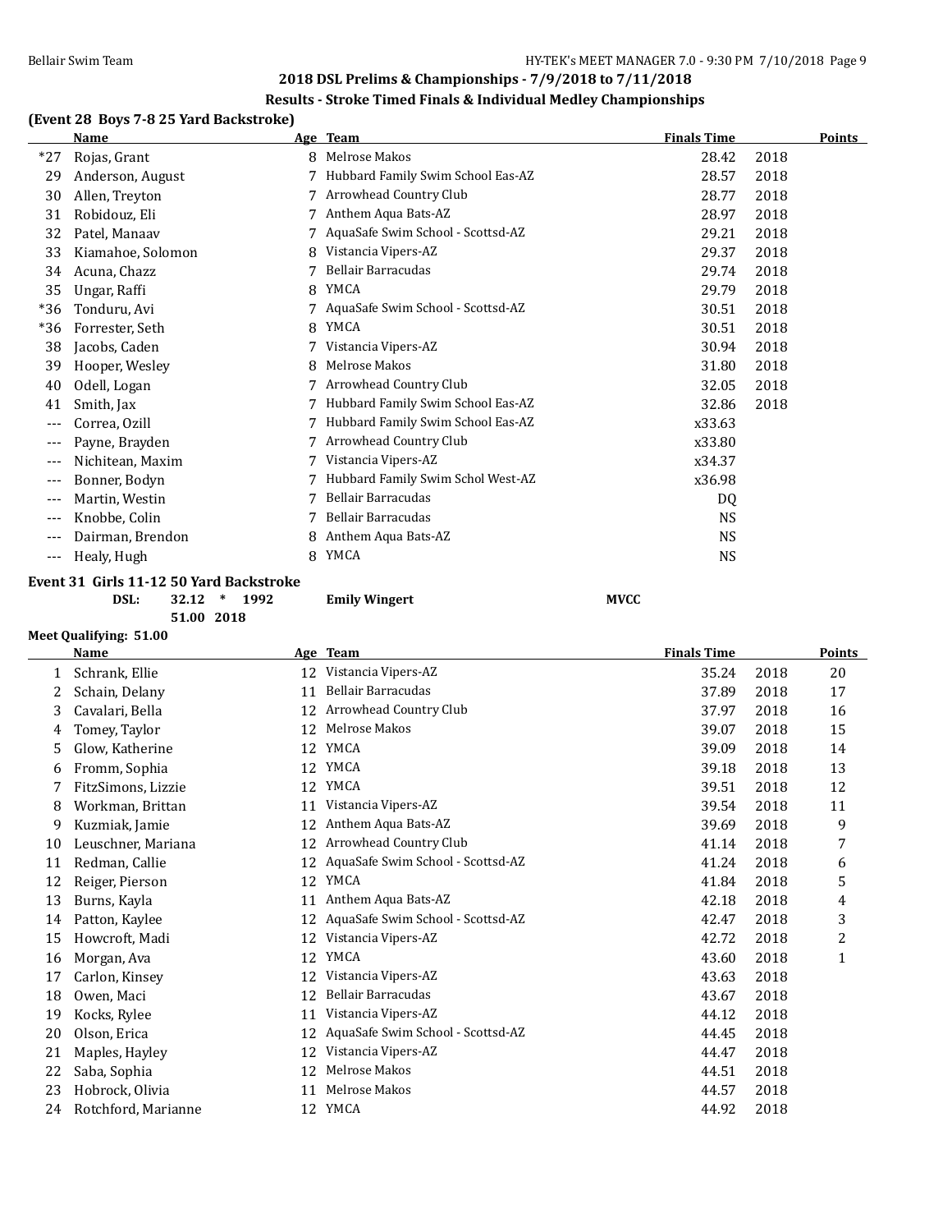## 2018 DSL Prelims & Championships - 7/9/2018 to 7/11/2018

### Results - Stroke Timed Finals & Individual Medley Championships

**(Event 28 Boys 7-8 25 Yard Backstroke)**

| | Name | Age | Team | Finals Time | | Points |
|---|---|---|---|---|---|---|
| *27 | Rojas, Grant | 8 | Melrose Makos | 28.42 | 2018 | |
| 29 | Anderson, August | 7 | Hubbard Family Swim School Eas-AZ | 28.57 | 2018 | |
| 30 | Allen, Treyton | 7 | Arrowhead Country Club | 28.77 | 2018 | |
| 31 | Robidouz, Eli | 7 | Anthem Aqua Bats-AZ | 28.97 | 2018 | |
| 32 | Patel, Manaav | 7 | AquaSafe Swim School - Scottsd-AZ | 29.21 | 2018 | |
| 33 | Kiamahoe, Solomon | 8 | Vistancia Vipers-AZ | 29.37 | 2018 | |
| 34 | Acuna, Chazz | 7 | Bellair Barracudas | 29.74 | 2018 | |
| 35 | Ungar, Raffi | 8 | YMCA | 29.79 | 2018 | |
| *36 | Tonduru, Avi | 7 | AquaSafe Swim School - Scottsd-AZ | 30.51 | 2018 | |
| *36 | Forrester, Seth | 8 | YMCA | 30.51 | 2018 | |
| 38 | Jacobs, Caden | 7 | Vistancia Vipers-AZ | 30.94 | 2018 | |
| 39 | Hooper, Wesley | 8 | Melrose Makos | 31.80 | 2018 | |
| 40 | Odell, Logan | 7 | Arrowhead Country Club | 32.05 | 2018 | |
| 41 | Smith, Jax | 7 | Hubbard Family Swim School Eas-AZ | 32.86 | 2018 | |
| --- | Correa, Ozill | 7 | Hubbard Family Swim School Eas-AZ | x33.63 | | |
| --- | Payne, Brayden | 7 | Arrowhead Country Club | x33.80 | | |
| --- | Nichitean, Maxim | 7 | Vistancia Vipers-AZ | x34.37 | | |
| --- | Bonner, Bodyn | 7 | Hubbard Family Swim Schol West-AZ | x36.98 | | |
| --- | Martin, Westin | 7 | Bellair Barracudas | DQ | | |
| --- | Knobbe, Colin | 7 | Bellair Barracudas | NS | | |
| --- | Dairman, Brendon | 8 | Anthem Aqua Bats-AZ | NS | | |
| --- | Healy, Hugh | 8 | YMCA | NS | | |

**Event 31 Girls 11-12 50 Yard Backstroke**

**DSL: 32.12 * 1992 Emily Wingert MVCC**

**51.00 2018**

**Meet Qualifying: 51.00**

| | Name | Age | Team | Finals Time | | Points |
|---|---|---|---|---|---|---|
| 1 | Schrank, Ellie | 12 | Vistancia Vipers-AZ | 35.24 | 2018 | 20 |
| 2 | Schain, Delany | 11 | Bellair Barracudas | 37.89 | 2018 | 17 |
| 3 | Cavalari, Bella | 12 | Arrowhead Country Club | 37.97 | 2018 | 16 |
| 4 | Tomey, Taylor | 12 | Melrose Makos | 39.07 | 2018 | 15 |
| 5 | Glow, Katherine | 12 | YMCA | 39.09 | 2018 | 14 |
| 6 | Fromm, Sophia | 12 | YMCA | 39.18 | 2018 | 13 |
| 7 | FitzSimons, Lizzie | 12 | YMCA | 39.51 | 2018 | 12 |
| 8 | Workman, Brittan | 11 | Vistancia Vipers-AZ | 39.54 | 2018 | 11 |
| 9 | Kuzmiak, Jamie | 12 | Anthem Aqua Bats-AZ | 39.69 | 2018 | 9 |
| 10 | Leuschner, Mariana | 12 | Arrowhead Country Club | 41.14 | 2018 | 7 |
| 11 | Redman, Callie | 12 | AquaSafe Swim School - Scottsd-AZ | 41.24 | 2018 | 6 |
| 12 | Reiger, Pierson | 12 | YMCA | 41.84 | 2018 | 5 |
| 13 | Burns, Kayla | 11 | Anthem Aqua Bats-AZ | 42.18 | 2018 | 4 |
| 14 | Patton, Kaylee | 12 | AquaSafe Swim School - Scottsd-AZ | 42.47 | 2018 | 3 |
| 15 | Howcroft, Madi | 12 | Vistancia Vipers-AZ | 42.72 | 2018 | 2 |
| 16 | Morgan, Ava | 12 | YMCA | 43.60 | 2018 | 1 |
| 17 | Carlon, Kinsey | 12 | Vistancia Vipers-AZ | 43.63 | 2018 | |
| 18 | Owen, Maci | 12 | Bellair Barracudas | 43.67 | 2018 | |
| 19 | Kocks, Rylee | 11 | Vistancia Vipers-AZ | 44.12 | 2018 | |
| 20 | Olson, Erica | 12 | AquaSafe Swim School - Scottsd-AZ | 44.45 | 2018 | |
| 21 | Maples, Hayley | 12 | Vistancia Vipers-AZ | 44.47 | 2018 | |
| 22 | Saba, Sophia | 12 | Melrose Makos | 44.51 | 2018 | |
| 23 | Hobrock, Olivia | 11 | Melrose Makos | 44.57 | 2018 | |
| 24 | Rotchford, Marianne | 12 | YMCA | 44.92 | 2018 | |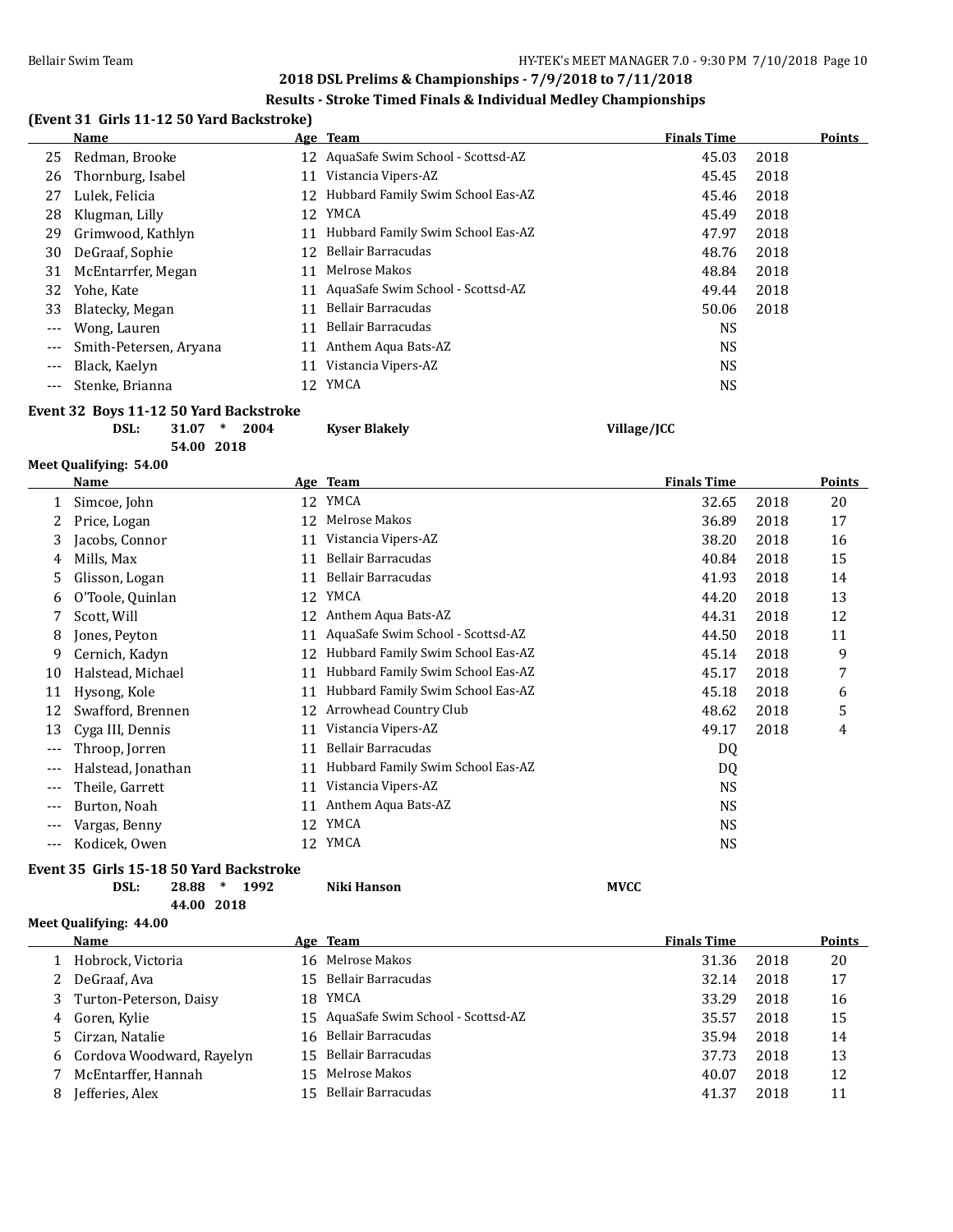## 2018 DSL Prelims & Championships - 7/9/2018 to 7/11/2018

### Results - Stroke Timed Finals & Individual Medley Championships

**(Event 31 Girls 11-12 50 Yard Backstroke)**

| | Name | Age | Team | Finals Time | | Points |
|---|---|---|---|---|---|---|
| 25 | Redman, Brooke | 12 | AquaSafe Swim School - Scottsd-AZ | 45.03 | 2018 | |
| 26 | Thornburg, Isabel | 11 | Vistancia Vipers-AZ | 45.45 | 2018 | |
| 27 | Lulek, Felicia | 12 | Hubbard Family Swim School Eas-AZ | 45.46 | 2018 | |
| 28 | Klugman, Lilly | 12 | YMCA | 45.49 | 2018 | |
| 29 | Grimwood, Kathlyn | 11 | Hubbard Family Swim School Eas-AZ | 47.97 | 2018 | |
| 30 | DeGraaf, Sophie | 12 | Bellair Barracudas | 48.76 | 2018 | |
| 31 | McEntarrfer, Megan | 11 | Melrose Makos | 48.84 | 2018 | |
| 32 | Yohe, Kate | 11 | AquaSafe Swim School - Scottsd-AZ | 49.44 | 2018 | |
| 33 | Blatecky, Megan | 11 | Bellair Barracudas | 50.06 | 2018 | |
| --- | Wong, Lauren | 11 | Bellair Barracudas | NS | | |
| --- | Smith-Petersen, Aryana | 11 | Anthem Aqua Bats-AZ | NS | | |
| --- | Black, Kaelyn | 11 | Vistancia Vipers-AZ | NS | | |
| --- | Stenke, Brianna | 12 | YMCA | NS | | |

**Event 32 Boys 11-12 50 Yard Backstroke**

DSL: 31.07 * 2004 **Kyser Blakely** **Village/JCC**

54.00 2018

**Meet Qualifying: 54.00**

| | Name | Age | Team | Finals Time | | Points |
|---|---|---|---|---|---|---|
| 1 | Simcoe, John | 12 | YMCA | 32.65 | 2018 | 20 |
| 2 | Price, Logan | 12 | Melrose Makos | 36.89 | 2018 | 17 |
| 3 | Jacobs, Connor | 11 | Vistancia Vipers-AZ | 38.20 | 2018 | 16 |
| 4 | Mills, Max | 11 | Bellair Barracudas | 40.84 | 2018 | 15 |
| 5 | Glisson, Logan | 11 | Bellair Barracudas | 41.93 | 2018 | 14 |
| 6 | O'Toole, Quinlan | 12 | YMCA | 44.20 | 2018 | 13 |
| 7 | Scott, Will | 12 | Anthem Aqua Bats-AZ | 44.31 | 2018 | 12 |
| 8 | Jones, Peyton | 11 | AquaSafe Swim School - Scottsd-AZ | 44.50 | 2018 | 11 |
| 9 | Cernich, Kadyn | 12 | Hubbard Family Swim School Eas-AZ | 45.14 | 2018 | 9 |
| 10 | Halstead, Michael | 11 | Hubbard Family Swim School Eas-AZ | 45.17 | 2018 | 7 |
| 11 | Hysong, Kole | 11 | Hubbard Family Swim School Eas-AZ | 45.18 | 2018 | 6 |
| 12 | Swafford, Brennen | 12 | Arrowhead Country Club | 48.62 | 2018 | 5 |
| 13 | Cyga III, Dennis | 11 | Vistancia Vipers-AZ | 49.17 | 2018 | 4 |
| --- | Throop, Jorren | 11 | Bellair Barracudas | DQ | | |
| --- | Halstead, Jonathan | 11 | Hubbard Family Swim School Eas-AZ | DQ | | |
| --- | Theile, Garrett | 11 | Vistancia Vipers-AZ | NS | | |
| --- | Burton, Noah | 11 | Anthem Aqua Bats-AZ | NS | | |
| --- | Vargas, Benny | 12 | YMCA | NS | | |
| --- | Kodicek, Owen | 12 | YMCA | NS | | |

**Event 35 Girls 15-18 50 Yard Backstroke**

DSL: 28.88 * 1992 **Niki Hanson** **MVCC**

44.00 2018

**Meet Qualifying: 44.00**

| | Name | Age | Team | Finals Time | | Points |
|---|---|---|---|---|---|---|
| 1 | Hobrock, Victoria | 16 | Melrose Makos | 31.36 | 2018 | 20 |
| 2 | DeGraaf, Ava | 15 | Bellair Barracudas | 32.14 | 2018 | 17 |
| 3 | Turton-Peterson, Daisy | 18 | YMCA | 33.29 | 2018 | 16 |
| 4 | Goren, Kylie | 15 | AquaSafe Swim School - Scottsd-AZ | 35.57 | 2018 | 15 |
| 5 | Cirzan, Natalie | 16 | Bellair Barracudas | 35.94 | 2018 | 14 |
| 6 | Cordova Woodward, Rayelyn | 15 | Bellair Barracudas | 37.73 | 2018 | 13 |
| 7 | McEntarffer, Hannah | 15 | Melrose Makos | 40.07 | 2018 | 12 |
| 8 | Jefferies, Alex | 15 | Bellair Barracudas | 41.37 | 2018 | 11 |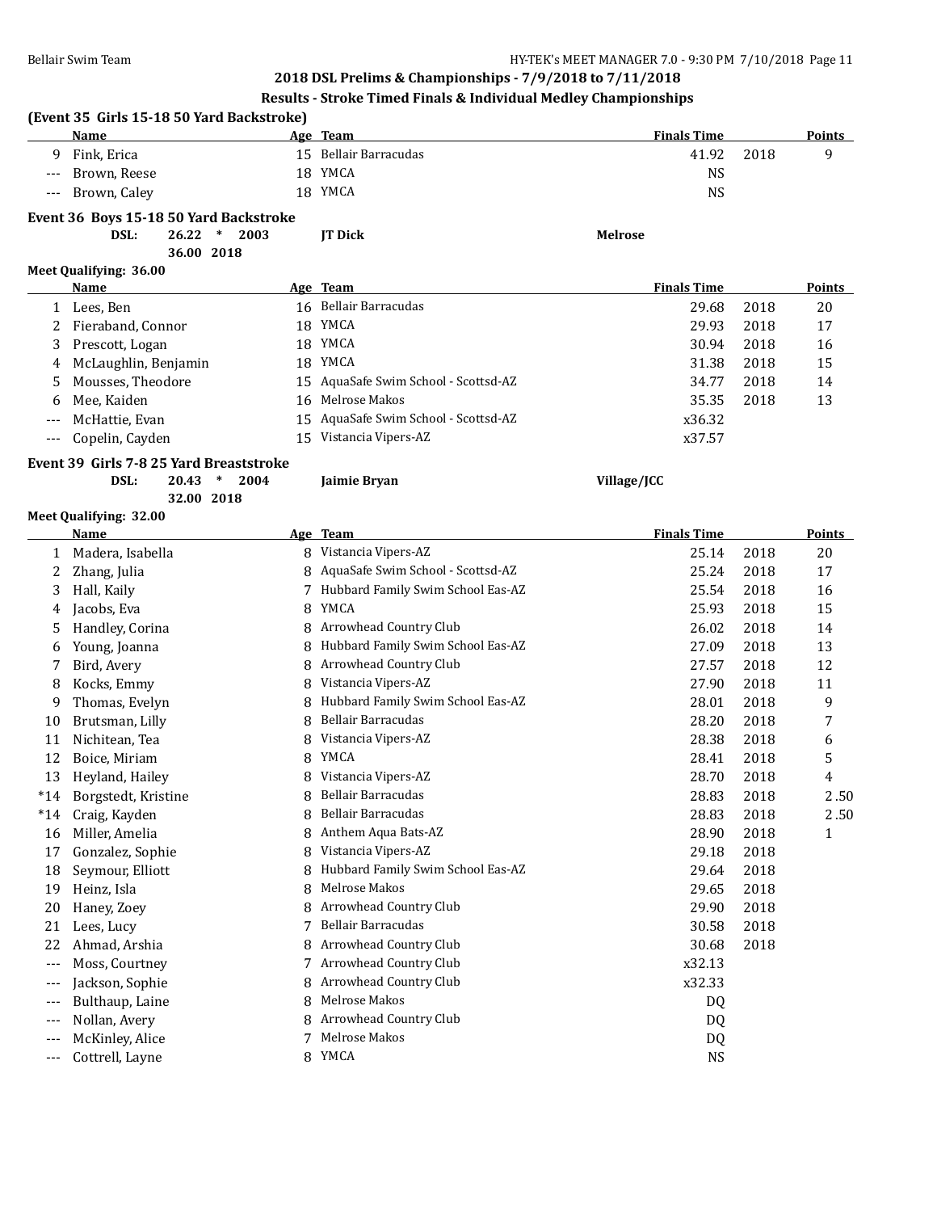## 2018 DSL Prelims & Championships - 7/9/2018 to 7/11/2018

### Results - Stroke Timed Finals & Individual Medley Championships

**(Event 35 Girls 15-18 50 Yard Backstroke)**

| | Name | Age | Team | Finals Time | | Points |
|---|---|---|---|---|---|---|
| 9 | Fink, Erica | 15 | Bellair Barracudas | 41.92 | 2018 | 9 |
| --- | Brown, Reese | 18 | YMCA | NS | | |
| --- | Brown, Caley | 18 | YMCA | NS | | |

**Event 36 Boys 15-18 50 Yard Backstroke**

DSL: 26.22 * 2003 JT Dick Melrose

36.00 2018

**Meet Qualifying: 36.00**

| | Name | Age | Team | Finals Time | | Points |
|---|---|---|---|---|---|---|
| 1 | Lees, Ben | 16 | Bellair Barracudas | 29.68 | 2018 | 20 |
| 2 | Fieraband, Connor | 18 | YMCA | 29.93 | 2018 | 17 |
| 3 | Prescott, Logan | 18 | YMCA | 30.94 | 2018 | 16 |
| 4 | McLaughlin, Benjamin | 18 | YMCA | 31.38 | 2018 | 15 |
| 5 | Mousses, Theodore | 15 | AquaSafe Swim School - Scottsd-AZ | 34.77 | 2018 | 14 |
| 6 | Mee, Kaiden | 16 | Melrose Makos | 35.35 | 2018 | 13 |
| --- | McHattie, Evan | 15 | AquaSafe Swim School - Scottsd-AZ | x36.32 | | |
| --- | Copelin, Cayden | 15 | Vistancia Vipers-AZ | x37.57 | | |

**Event 39 Girls 7-8 25 Yard Breaststroke**

DSL: 20.43 * 2004 Jaimie Bryan Village/JCC

32.00 2018

**Meet Qualifying: 32.00**

| | Name | Age | Team | Finals Time | | Points |
|---|---|---|---|---|---|---|
| 1 | Madera, Isabella | 8 | Vistancia Vipers-AZ | 25.14 | 2018 | 20 |
| 2 | Zhang, Julia | 8 | AquaSafe Swim School - Scottsd-AZ | 25.24 | 2018 | 17 |
| 3 | Hall, Kaily | 7 | Hubbard Family Swim School Eas-AZ | 25.54 | 2018 | 16 |
| 4 | Jacobs, Eva | 8 | YMCA | 25.93 | 2018 | 15 |
| 5 | Handley, Corina | 8 | Arrowhead Country Club | 26.02 | 2018 | 14 |
| 6 | Young, Joanna | 8 | Hubbard Family Swim School Eas-AZ | 27.09 | 2018 | 13 |
| 7 | Bird, Avery | 8 | Arrowhead Country Club | 27.57 | 2018 | 12 |
| 8 | Kocks, Emmy | 8 | Vistancia Vipers-AZ | 27.90 | 2018 | 11 |
| 9 | Thomas, Evelyn | 8 | Hubbard Family Swim School Eas-AZ | 28.01 | 2018 | 9 |
| 10 | Brutsman, Lilly | 8 | Bellair Barracudas | 28.20 | 2018 | 7 |
| 11 | Nichitean, Tea | 8 | Vistancia Vipers-AZ | 28.38 | 2018 | 6 |
| 12 | Boice, Miriam | 8 | YMCA | 28.41 | 2018 | 5 |
| 13 | Heyland, Hailey | 8 | Vistancia Vipers-AZ | 28.70 | 2018 | 4 |
| *14 | Borgstedt, Kristine | 8 | Bellair Barracudas | 28.83 | 2018 | 2.50 |
| *14 | Craig, Kayden | 8 | Bellair Barracudas | 28.83 | 2018 | 2.50 |
| 16 | Miller, Amelia | 8 | Anthem Aqua Bats-AZ | 28.90 | 2018 | 1 |
| 17 | Gonzalez, Sophie | 8 | Vistancia Vipers-AZ | 29.18 | 2018 | |
| 18 | Seymour, Elliott | 8 | Hubbard Family Swim School Eas-AZ | 29.64 | 2018 | |
| 19 | Heinz, Isla | 8 | Melrose Makos | 29.65 | 2018 | |
| 20 | Haney, Zoey | 8 | Arrowhead Country Club | 29.90 | 2018 | |
| 21 | Lees, Lucy | 7 | Bellair Barracudas | 30.58 | 2018 | |
| 22 | Ahmad, Arshia | 8 | Arrowhead Country Club | 30.68 | 2018 | |
| --- | Moss, Courtney | 7 | Arrowhead Country Club | x32.13 | | |
| --- | Jackson, Sophie | 8 | Arrowhead Country Club | x32.33 | | |
| --- | Bulthaup, Laine | 8 | Melrose Makos | DQ | | |
| --- | Nollan, Avery | 8 | Arrowhead Country Club | DQ | | |
| --- | McKinley, Alice | 7 | Melrose Makos | DQ | | |
| --- | Cottrell, Layne | 8 | YMCA | NS | | |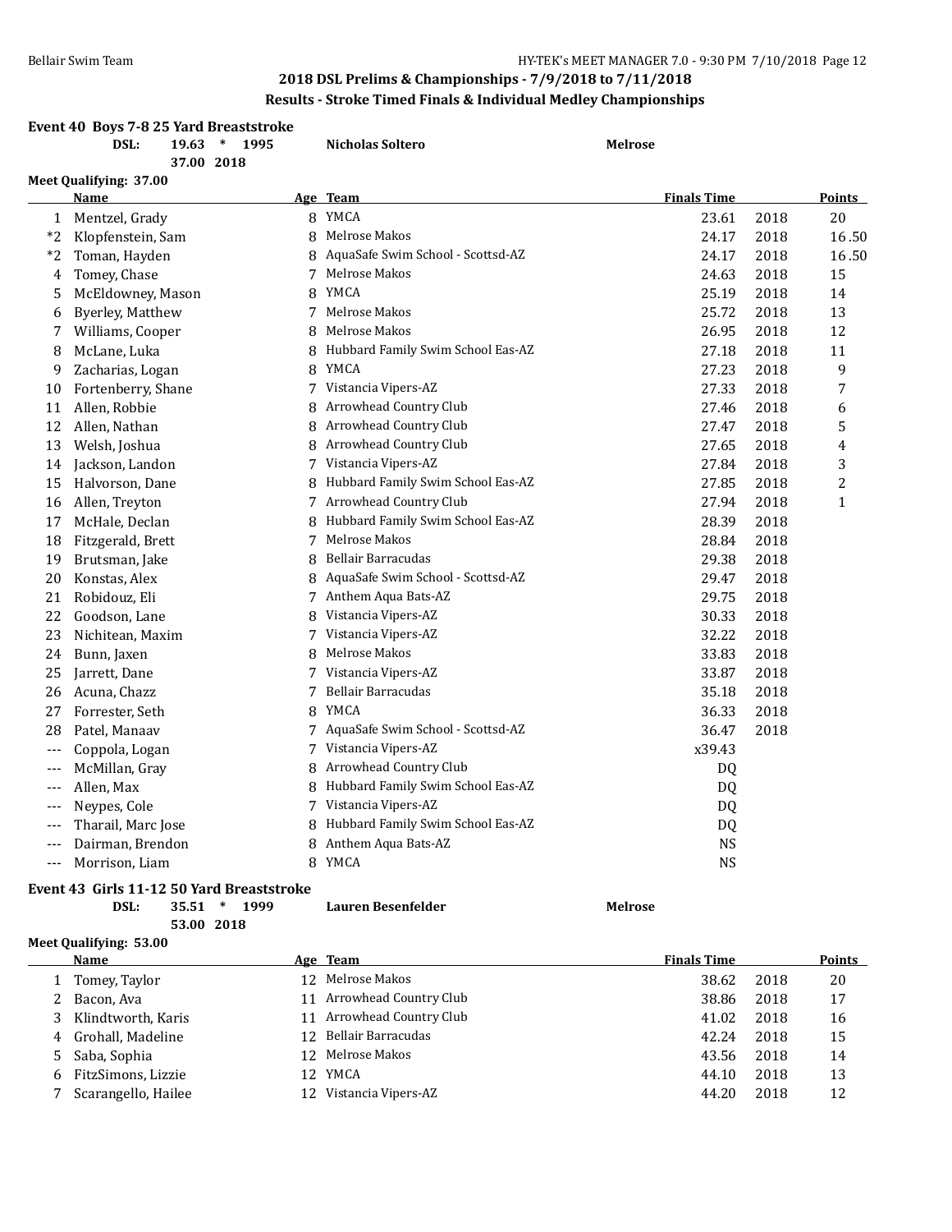## 2018 DSL Prelims & Championships - 7/9/2018 to 7/11/2018

### Results - Stroke Timed Finals & Individual Medley Championships

### Event 40 Boys 7-8 25 Yard Breaststroke

DSL: 19.63 * 1995 Nicholas Soltero Melrose

37.00 2018

Meet Qualifying: 37.00

| | Name | Age | Team | Finals Time | | Points |
|---|---|---|---|---|---|---|
| 1 | Mentzel, Grady | 8 | YMCA | 23.61 | 2018 | 20 |
| *2 | Klopfenstein, Sam | 8 | Melrose Makos | 24.17 | 2018 | 16.50 |
| *2 | Toman, Hayden | 8 | AquaSafe Swim School - Scottsd-AZ | 24.17 | 2018 | 16.50 |
| 4 | Tomey, Chase | 7 | Melrose Makos | 24.63 | 2018 | 15 |
| 5 | McEldowney, Mason | 8 | YMCA | 25.19 | 2018 | 14 |
| 6 | Byerley, Matthew | 7 | Melrose Makos | 25.72 | 2018 | 13 |
| 7 | Williams, Cooper | 8 | Melrose Makos | 26.95 | 2018 | 12 |
| 8 | McLane, Luka | 8 | Hubbard Family Swim School Eas-AZ | 27.18 | 2018 | 11 |
| 9 | Zacharias, Logan | 8 | YMCA | 27.23 | 2018 | 9 |
| 10 | Fortenberry, Shane | 7 | Vistancia Vipers-AZ | 27.33 | 2018 | 7 |
| 11 | Allen, Robbie | 8 | Arrowhead Country Club | 27.46 | 2018 | 6 |
| 12 | Allen, Nathan | 8 | Arrowhead Country Club | 27.47 | 2018 | 5 |
| 13 | Welsh, Joshua | 8 | Arrowhead Country Club | 27.65 | 2018 | 4 |
| 14 | Jackson, Landon | 7 | Vistancia Vipers-AZ | 27.84 | 2018 | 3 |
| 15 | Halvorson, Dane | 8 | Hubbard Family Swim School Eas-AZ | 27.85 | 2018 | 2 |
| 16 | Allen, Treyton | 7 | Arrowhead Country Club | 27.94 | 2018 | 1 |
| 17 | McHale, Declan | 8 | Hubbard Family Swim School Eas-AZ | 28.39 | 2018 | |
| 18 | Fitzgerald, Brett | 7 | Melrose Makos | 28.84 | 2018 | |
| 19 | Brutsman, Jake | 8 | Bellair Barracudas | 29.38 | 2018 | |
| 20 | Konstas, Alex | 8 | AquaSafe Swim School - Scottsd-AZ | 29.47 | 2018 | |
| 21 | Robidouz, Eli | 7 | Anthem Aqua Bats-AZ | 29.75 | 2018 | |
| 22 | Goodson, Lane | 8 | Vistancia Vipers-AZ | 30.33 | 2018 | |
| 23 | Nichitean, Maxim | 7 | Vistancia Vipers-AZ | 32.22 | 2018 | |
| 24 | Bunn, Jaxen | 8 | Melrose Makos | 33.83 | 2018 | |
| 25 | Jarrett, Dane | 7 | Vistancia Vipers-AZ | 33.87 | 2018 | |
| 26 | Acuna, Chazz | 7 | Bellair Barracudas | 35.18 | 2018 | |
| 27 | Forrester, Seth | 8 | YMCA | 36.33 | 2018 | |
| 28 | Patel, Manaav | 7 | AquaSafe Swim School - Scottsd-AZ | 36.47 | 2018 | |
| --- | Coppola, Logan | 7 | Vistancia Vipers-AZ | x39.43 | | |
| --- | McMillan, Gray | 8 | Arrowhead Country Club | DQ | | |
| --- | Allen, Max | 8 | Hubbard Family Swim School Eas-AZ | DQ | | |
| --- | Neypes, Cole | 7 | Vistancia Vipers-AZ | DQ | | |
| --- | Tharail, Marc Jose | 8 | Hubbard Family Swim School Eas-AZ | DQ | | |
| --- | Dairman, Brendon | 8 | Anthem Aqua Bats-AZ | NS | | |
| --- | Morrison, Liam | 8 | YMCA | NS | | |

### Event 43 Girls 11-12 50 Yard Breaststroke

DSL: 35.51 * 1999 Lauren Besenfelder Melrose

53.00 2018

Meet Qualifying: 53.00

| | Name | Age | Team | Finals Time | | Points |
|---|---|---|---|---|---|---|
| 1 | Tomey, Taylor | 12 | Melrose Makos | 38.62 | 2018 | 20 |
| 2 | Bacon, Ava | 11 | Arrowhead Country Club | 38.86 | 2018 | 17 |
| 3 | Klindtworth, Karis | 11 | Arrowhead Country Club | 41.02 | 2018 | 16 |
| 4 | Grohall, Madeline | 12 | Bellair Barracudas | 42.24 | 2018 | 15 |
| 5 | Saba, Sophia | 12 | Melrose Makos | 43.56 | 2018 | 14 |
| 6 | FitzSimons, Lizzie | 12 | YMCA | 44.10 | 2018 | 13 |
| 7 | Scarangello, Hailee | 12 | Vistancia Vipers-AZ | 44.20 | 2018 | 12 |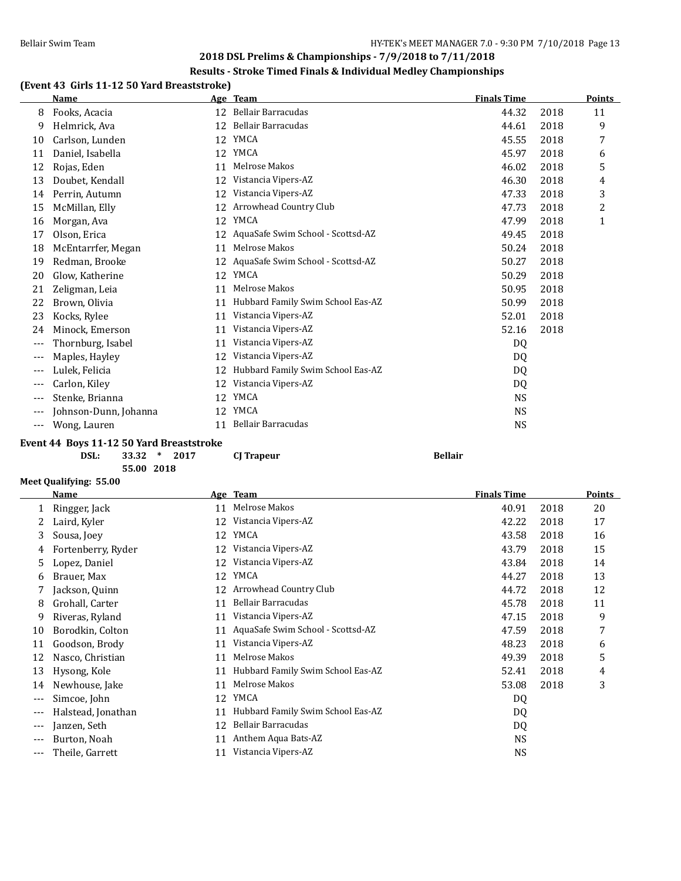## 2018 DSL Prelims & Championships - 7/9/2018 to 7/11/2018

### Results - Stroke Timed Finals & Individual Medley Championships

### (Event 43 Girls 11-12 50 Yard Breaststroke)

| | Name | Age | Team | Finals Time | | Points |
|---|---|---|---|---|---|---|
| 8 | Fooks, Acacia | 12 | Bellair Barracudas | 44.32 | 2018 | 11 |
| 9 | Helmrick, Ava | 12 | Bellair Barracudas | 44.61 | 2018 | 9 |
| 10 | Carlson, Lunden | 12 | YMCA | 45.55 | 2018 | 7 |
| 11 | Daniel, Isabella | 12 | YMCA | 45.97 | 2018 | 6 |
| 12 | Rojas, Eden | 11 | Melrose Makos | 46.02 | 2018 | 5 |
| 13 | Doubet, Kendall | 12 | Vistancia Vipers-AZ | 46.30 | 2018 | 4 |
| 14 | Perrin, Autumn | 12 | Vistancia Vipers-AZ | 47.33 | 2018 | 3 |
| 15 | McMillan, Elly | 12 | Arrowhead Country Club | 47.73 | 2018 | 2 |
| 16 | Morgan, Ava | 12 | YMCA | 47.99 | 2018 | 1 |
| 17 | Olson, Erica | 12 | AquaSafe Swim School - Scottsd-AZ | 49.45 | 2018 | |
| 18 | McEntarrfer, Megan | 11 | Melrose Makos | 50.24 | 2018 | |
| 19 | Redman, Brooke | 12 | AquaSafe Swim School - Scottsd-AZ | 50.27 | 2018 | |
| 20 | Glow, Katherine | 12 | YMCA | 50.29 | 2018 | |
| 21 | Zeligman, Leia | 11 | Melrose Makos | 50.95 | 2018 | |
| 22 | Brown, Olivia | 11 | Hubbard Family Swim School Eas-AZ | 50.99 | 2018 | |
| 23 | Kocks, Rylee | 11 | Vistancia Vipers-AZ | 52.01 | 2018 | |
| 24 | Minock, Emerson | 11 | Vistancia Vipers-AZ | 52.16 | 2018 | |
| --- | Thornburg, Isabel | 11 | Vistancia Vipers-AZ | DQ | | |
| --- | Maples, Hayley | 12 | Vistancia Vipers-AZ | DQ | | |
| --- | Lulek, Felicia | 12 | Hubbard Family Swim School Eas-AZ | DQ | | |
| --- | Carlon, Kiley | 12 | Vistancia Vipers-AZ | DQ | | |
| --- | Stenke, Brianna | 12 | YMCA | NS | | |
| --- | Johnson-Dunn, Johanna | 12 | YMCA | NS | | |
| --- | Wong, Lauren | 11 | Bellair Barracudas | NS | | |

### Event 44 Boys 11-12 50 Yard Breaststroke

DSL: 33.32 * 2017 CJ Trapeur Bellair
55.00 2018

**Meet Qualifying: 55.00**

| | Name | Age | Team | Finals Time | | Points |
|---|---|---|---|---|---|---|
| 1 | Ringger, Jack | 11 | Melrose Makos | 40.91 | 2018 | 20 |
| 2 | Laird, Kyler | 12 | Vistancia Vipers-AZ | 42.22 | 2018 | 17 |
| 3 | Sousa, Joey | 12 | YMCA | 43.58 | 2018 | 16 |
| 4 | Fortenberry, Ryder | 12 | Vistancia Vipers-AZ | 43.79 | 2018 | 15 |
| 5 | Lopez, Daniel | 12 | Vistancia Vipers-AZ | 43.84 | 2018 | 14 |
| 6 | Brauer, Max | 12 | YMCA | 44.27 | 2018 | 13 |
| 7 | Jackson, Quinn | 12 | Arrowhead Country Club | 44.72 | 2018 | 12 |
| 8 | Grohall, Carter | 11 | Bellair Barracudas | 45.78 | 2018 | 11 |
| 9 | Riveras, Ryland | 11 | Vistancia Vipers-AZ | 47.15 | 2018 | 9 |
| 10 | Borodkin, Colton | 11 | AquaSafe Swim School - Scottsd-AZ | 47.59 | 2018 | 7 |
| 11 | Goodson, Brody | 11 | Vistancia Vipers-AZ | 48.23 | 2018 | 6 |
| 12 | Nasco, Christian | 11 | Melrose Makos | 49.39 | 2018 | 5 |
| 13 | Hysong, Kole | 11 | Hubbard Family Swim School Eas-AZ | 52.41 | 2018 | 4 |
| 14 | Newhouse, Jake | 11 | Melrose Makos | 53.08 | 2018 | 3 |
| --- | Simcoe, John | 12 | YMCA | DQ | | |
| --- | Halstead, Jonathan | 11 | Hubbard Family Swim School Eas-AZ | DQ | | |
| --- | Janzen, Seth | 12 | Bellair Barracudas | DQ | | |
| --- | Burton, Noah | 11 | Anthem Aqua Bats-AZ | NS | | |
| --- | Theile, Garrett | 11 | Vistancia Vipers-AZ | NS | | |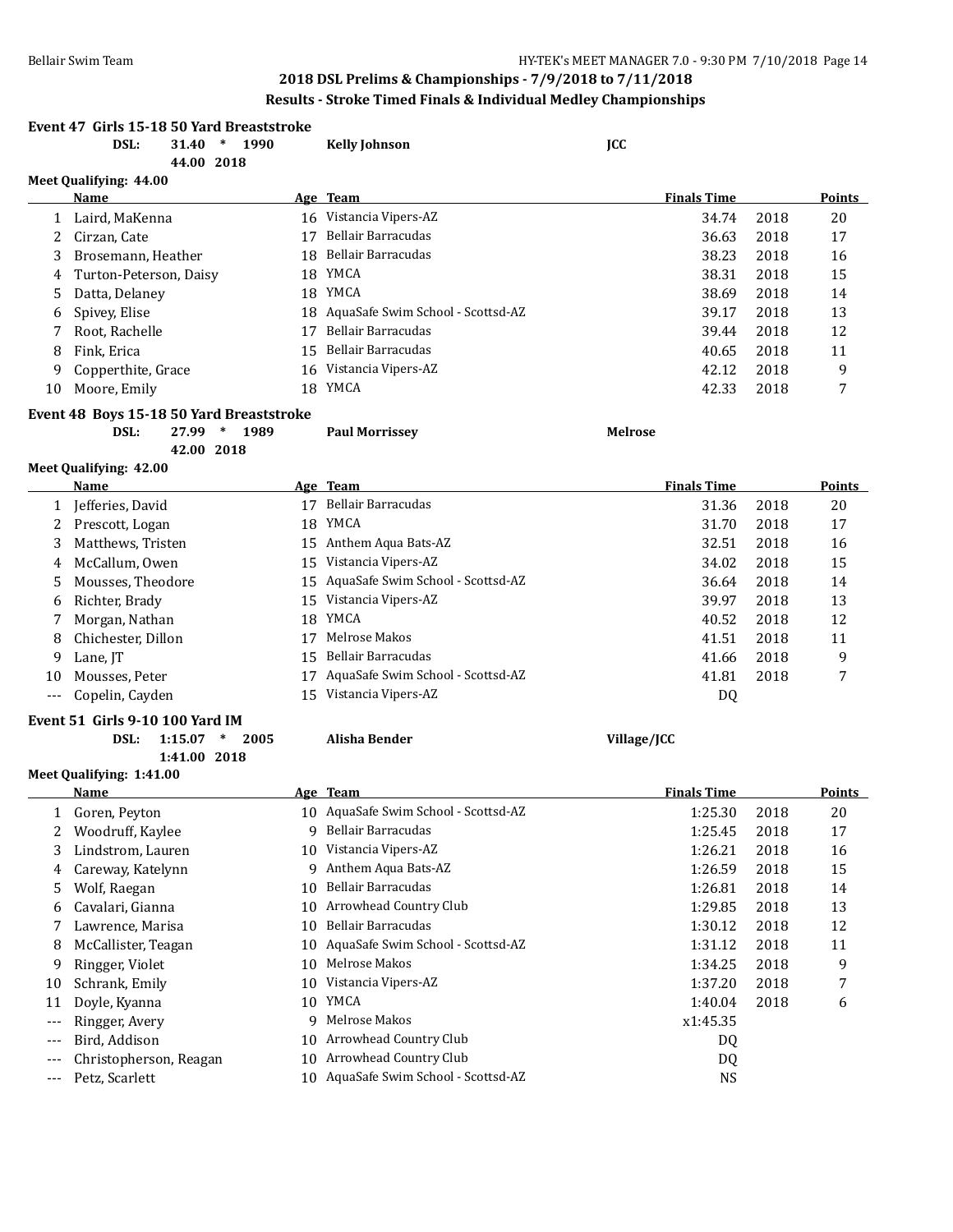## 2018 DSL Prelims & Championships - 7/9/2018 to 7/11/2018

### Results - Stroke Timed Finals & Individual Medley Championships

**Event 47 Girls 15-18 50 Yard Breaststroke**

DSL: 31.40 * 1990 Kelly Johnson JCC
44.00 2018

Meet Qualifying: 44.00

| | Name | Age | Team | Finals Time | | Points |
|---|---|---|---|---|---|---|
| 1 | Laird, MaKenna | 16 | Vistancia Vipers-AZ | 34.74 | 2018 | 20 |
| 2 | Cirzan, Cate | 17 | Bellair Barracudas | 36.63 | 2018 | 17 |
| 3 | Brosemann, Heather | 18 | Bellair Barracudas | 38.23 | 2018 | 16 |
| 4 | Turton-Peterson, Daisy | 18 | YMCA | 38.31 | 2018 | 15 |
| 5 | Datta, Delaney | 18 | YMCA | 38.69 | 2018 | 14 |
| 6 | Spivey, Elise | 18 | AquaSafe Swim School - Scottsd-AZ | 39.17 | 2018 | 13 |
| 7 | Root, Rachelle | 17 | Bellair Barracudas | 39.44 | 2018 | 12 |
| 8 | Fink, Erica | 15 | Bellair Barracudas | 40.65 | 2018 | 11 |
| 9 | Copperthite, Grace | 16 | Vistancia Vipers-AZ | 42.12 | 2018 | 9 |
| 10 | Moore, Emily | 18 | YMCA | 42.33 | 2018 | 7 |

**Event 48 Boys 15-18 50 Yard Breaststroke**

DSL: 27.99 * 1989 Paul Morrissey Melrose
42.00 2018

Meet Qualifying: 42.00

| | Name | Age | Team | Finals Time | | Points |
|---|---|---|---|---|---|---|
| 1 | Jefferies, David | 17 | Bellair Barracudas | 31.36 | 2018 | 20 |
| 2 | Prescott, Logan | 18 | YMCA | 31.70 | 2018 | 17 |
| 3 | Matthews, Tristen | 15 | Anthem Aqua Bats-AZ | 32.51 | 2018 | 16 |
| 4 | McCallum, Owen | 15 | Vistancia Vipers-AZ | 34.02 | 2018 | 15 |
| 5 | Mousses, Theodore | 15 | AquaSafe Swim School - Scottsd-AZ | 36.64 | 2018 | 14 |
| 6 | Richter, Brady | 15 | Vistancia Vipers-AZ | 39.97 | 2018 | 13 |
| 7 | Morgan, Nathan | 18 | YMCA | 40.52 | 2018 | 12 |
| 8 | Chichester, Dillon | 17 | Melrose Makos | 41.51 | 2018 | 11 |
| 9 | Lane, JT | 15 | Bellair Barracudas | 41.66 | 2018 | 9 |
| 10 | Mousses, Peter | 17 | AquaSafe Swim School - Scottsd-AZ | 41.81 | 2018 | 7 |
| --- | Copelin, Cayden | 15 | Vistancia Vipers-AZ | DQ | | |

**Event 51 Girls 9-10 100 Yard IM**

DSL: 1:15.07 * 2005 Alisha Bender Village/JCC
1:41.00 2018

Meet Qualifying: 1:41.00

| | Name | Age | Team | Finals Time | | Points |
|---|---|---|---|---|---|---|
| 1 | Goren, Peyton | 10 | AquaSafe Swim School - Scottsd-AZ | 1:25.30 | 2018 | 20 |
| 2 | Woodruff, Kaylee | 9 | Bellair Barracudas | 1:25.45 | 2018 | 17 |
| 3 | Lindstrom, Lauren | 10 | Vistancia Vipers-AZ | 1:26.21 | 2018 | 16 |
| 4 | Careway, Katelynn | 9 | Anthem Aqua Bats-AZ | 1:26.59 | 2018 | 15 |
| 5 | Wolf, Raegan | 10 | Bellair Barracudas | 1:26.81 | 2018 | 14 |
| 6 | Cavalari, Gianna | 10 | Arrowhead Country Club | 1:29.85 | 2018 | 13 |
| 7 | Lawrence, Marisa | 10 | Bellair Barracudas | 1:30.12 | 2018 | 12 |
| 8 | McCallister, Teagan | 10 | AquaSafe Swim School - Scottsd-AZ | 1:31.12 | 2018 | 11 |
| 9 | Ringger, Violet | 10 | Melrose Makos | 1:34.25 | 2018 | 9 |
| 10 | Schrank, Emily | 10 | Vistancia Vipers-AZ | 1:37.20 | 2018 | 7 |
| 11 | Doyle, Kyanna | 10 | YMCA | 1:40.04 | 2018 | 6 |
| --- | Ringger, Avery | 9 | Melrose Makos | x1:45.35 | | |
| --- | Bird, Addison | 10 | Arrowhead Country Club | DQ | | |
| --- | Christopherson, Reagan | 10 | Arrowhead Country Club | DQ | | |
| --- | Petz, Scarlett | 10 | AquaSafe Swim School - Scottsd-AZ | NS | | |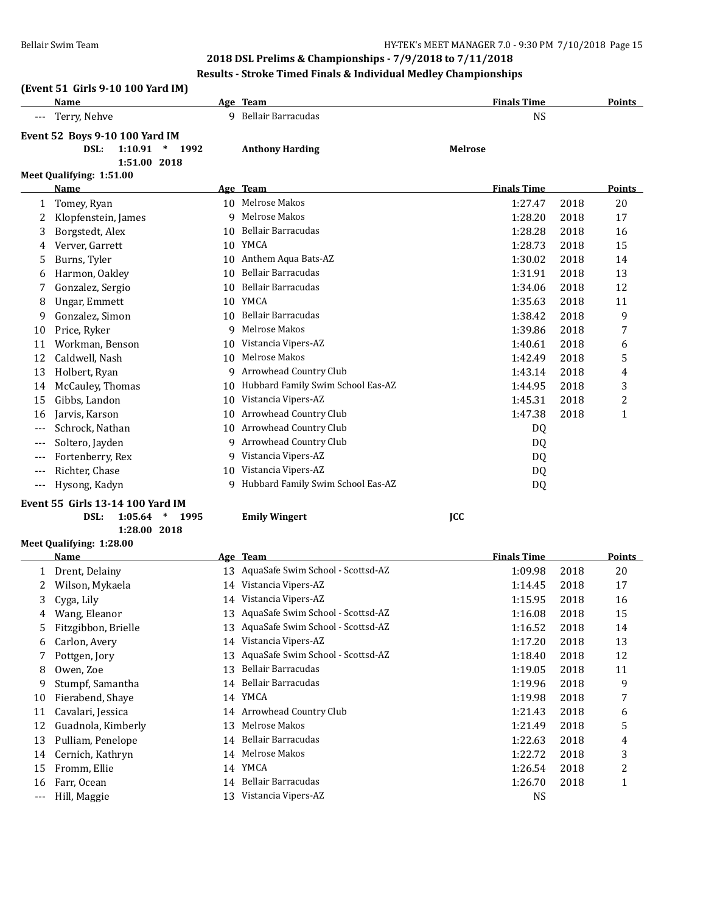## 2018 DSL Prelims & Championships - 7/9/2018 to 7/11/2018

### Results - Stroke Timed Finals & Individual Medley Championships

**(Event 51 Girls 9-10 100 Yard IM)**

| | Name | Age | Team | Finals Time | | Points |
|---|---|---|---|---|---|---|
| --- | Terry, Nehve | 9 | Bellair Barracudas | NS | | |

**Event 52 Boys 9-10 100 Yard IM**

DSL: 1:10.91 * 1992 Anthony Harding Melrose
1:51.00 2018

**Meet Qualifying: 1:51.00**

| | Name | Age | Team | Finals Time | | Points |
|---|---|---|---|---|---|---|
| 1 | Tomey, Ryan | 10 | Melrose Makos | 1:27.47 | 2018 | 20 |
| 2 | Klopfenstein, James | 9 | Melrose Makos | 1:28.20 | 2018 | 17 |
| 3 | Borgstedt, Alex | 10 | Bellair Barracudas | 1:28.28 | 2018 | 16 |
| 4 | Verver, Garrett | 10 | YMCA | 1:28.73 | 2018 | 15 |
| 5 | Burns, Tyler | 10 | Anthem Aqua Bats-AZ | 1:30.02 | 2018 | 14 |
| 6 | Harmon, Oakley | 10 | Bellair Barracudas | 1:31.91 | 2018 | 13 |
| 7 | Gonzalez, Sergio | 10 | Bellair Barracudas | 1:34.06 | 2018 | 12 |
| 8 | Ungar, Emmett | 10 | YMCA | 1:35.63 | 2018 | 11 |
| 9 | Gonzalez, Simon | 10 | Bellair Barracudas | 1:38.42 | 2018 | 9 |
| 10 | Price, Ryker | 9 | Melrose Makos | 1:39.86 | 2018 | 7 |
| 11 | Workman, Benson | 10 | Vistancia Vipers-AZ | 1:40.61 | 2018 | 6 |
| 12 | Caldwell, Nash | 10 | Melrose Makos | 1:42.49 | 2018 | 5 |
| 13 | Holbert, Ryan | 9 | Arrowhead Country Club | 1:43.14 | 2018 | 4 |
| 14 | McCauley, Thomas | 10 | Hubbard Family Swim School Eas-AZ | 1:44.95 | 2018 | 3 |
| 15 | Gibbs, Landon | 10 | Vistancia Vipers-AZ | 1:45.31 | 2018 | 2 |
| 16 | Jarvis, Karson | 10 | Arrowhead Country Club | 1:47.38 | 2018 | 1 |
| --- | Schrock, Nathan | 10 | Arrowhead Country Club | DQ | | |
| --- | Soltero, Jayden | 9 | Arrowhead Country Club | DQ | | |
| --- | Fortenberry, Rex | 9 | Vistancia Vipers-AZ | DQ | | |
| --- | Richter, Chase | 10 | Vistancia Vipers-AZ | DQ | | |
| --- | Hysong, Kadyn | 9 | Hubbard Family Swim School Eas-AZ | DQ | | |

**Event 55 Girls 13-14 100 Yard IM**

DSL: 1:05.64 * 1995 Emily Wingert JCC
1:28.00 2018

**Meet Qualifying: 1:28.00**

| | Name | Age | Team | Finals Time | | Points |
|---|---|---|---|---|---|---|
| 1 | Drent, Delainy | 13 | AquaSafe Swim School - Scottsd-AZ | 1:09.98 | 2018 | 20 |
| 2 | Wilson, Mykaela | 14 | Vistancia Vipers-AZ | 1:14.45 | 2018 | 17 |
| 3 | Cyga, Lily | 14 | Vistancia Vipers-AZ | 1:15.95 | 2018 | 16 |
| 4 | Wang, Eleanor | 13 | AquaSafe Swim School - Scottsd-AZ | 1:16.08 | 2018 | 15 |
| 5 | Fitzgibbon, Brielle | 13 | AquaSafe Swim School - Scottsd-AZ | 1:16.52 | 2018 | 14 |
| 6 | Carlon, Avery | 14 | Vistancia Vipers-AZ | 1:17.20 | 2018 | 13 |
| 7 | Pottgen, Jory | 13 | AquaSafe Swim School - Scottsd-AZ | 1:18.40 | 2018 | 12 |
| 8 | Owen, Zoe | 13 | Bellair Barracudas | 1:19.05 | 2018 | 11 |
| 9 | Stumpf, Samantha | 14 | Bellair Barracudas | 1:19.96 | 2018 | 9 |
| 10 | Fierabend, Shaye | 14 | YMCA | 1:19.98 | 2018 | 7 |
| 11 | Cavalari, Jessica | 14 | Arrowhead Country Club | 1:21.43 | 2018 | 6 |
| 12 | Guadnola, Kimberly | 13 | Melrose Makos | 1:21.49 | 2018 | 5 |
| 13 | Pulliam, Penelope | 14 | Bellair Barracudas | 1:22.63 | 2018 | 4 |
| 14 | Cernich, Kathryn | 14 | Melrose Makos | 1:22.72 | 2018 | 3 |
| 15 | Fromm, Ellie | 14 | YMCA | 1:26.54 | 2018 | 2 |
| 16 | Farr, Ocean | 14 | Bellair Barracudas | 1:26.70 | 2018 | 1 |
| --- | Hill, Maggie | 13 | Vistancia Vipers-AZ | NS | | |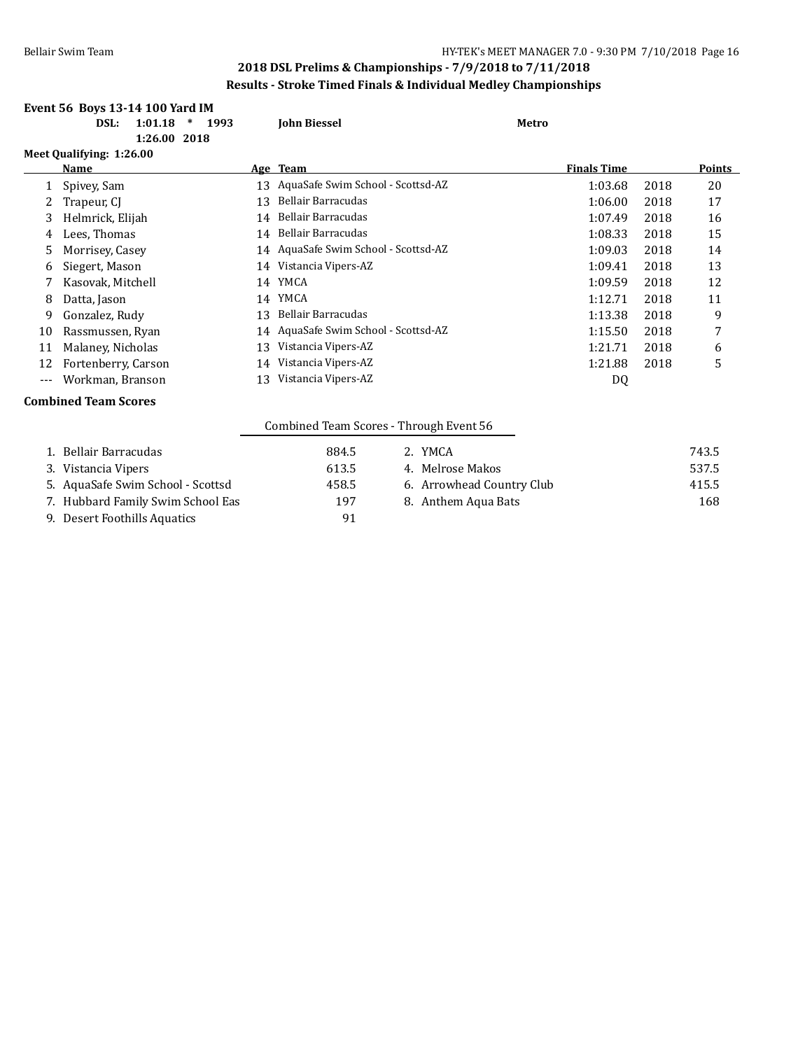**2018 DSL Prelims & Championships - 7/9/2018 to 7/11/2018**

**Results - Stroke Timed Finals & Individual Medley Championships**

### Event 56 Boys 13-14 100 Yard IM

**DSL:** 1:01.18 * 1993 **John Biessel** **Metro**

1:26.00 2018

**Meet Qualifying: 1:26.00**

| | Name | Age | Team | Finals Time | | Points |
|---|---|---|---|---|---|---|
| 1 | Spivey, Sam | 13 | AquaSafe Swim School - Scottsd-AZ | 1:03.68 | 2018 | 20 |
| 2 | Trapeur, CJ | 13 | Bellair Barracudas | 1:06.00 | 2018 | 17 |
| 3 | Helmrick, Elijah | 14 | Bellair Barracudas | 1:07.49 | 2018 | 16 |
| 4 | Lees, Thomas | 14 | Bellair Barracudas | 1:08.33 | 2018 | 15 |
| 5 | Morrisey, Casey | 14 | AquaSafe Swim School - Scottsd-AZ | 1:09.03 | 2018 | 14 |
| 6 | Siegert, Mason | 14 | Vistancia Vipers-AZ | 1:09.41 | 2018 | 13 |
| 7 | Kasovak, Mitchell | 14 | YMCA | 1:09.59 | 2018 | 12 |
| 8 | Datta, Jason | 14 | YMCA | 1:12.71 | 2018 | 11 |
| 9 | Gonzalez, Rudy | 13 | Bellair Barracudas | 1:13.38 | 2018 | 9 |
| 10 | Rassmussen, Ryan | 14 | AquaSafe Swim School - Scottsd-AZ | 1:15.50 | 2018 | 7 |
| 11 | Malaney, Nicholas | 13 | Vistancia Vipers-AZ | 1:21.71 | 2018 | 6 |
| 12 | Fortenberry, Carson | 14 | Vistancia Vipers-AZ | 1:21.88 | 2018 | 5 |
| --- | Workman, Branson | 13 | Vistancia Vipers-AZ | DQ | | |

### Combined Team Scores

Combined Team Scores - Through Event 56

| | | | |
|---|---|---|---|
| 1. Bellair Barracudas | 884.5 | 2. YMCA | 743.5 |
| 3. Vistancia Vipers | 613.5 | 4. Melrose Makos | 537.5 |
| 5. AquaSafe Swim School - Scottsd | 458.5 | 6. Arrowhead Country Club | 415.5 |
| 7. Hubbard Family Swim School Eas | 197 | 8. Anthem Aqua Bats | 168 |
| 9. Desert Foothills Aquatics | 91 | | |